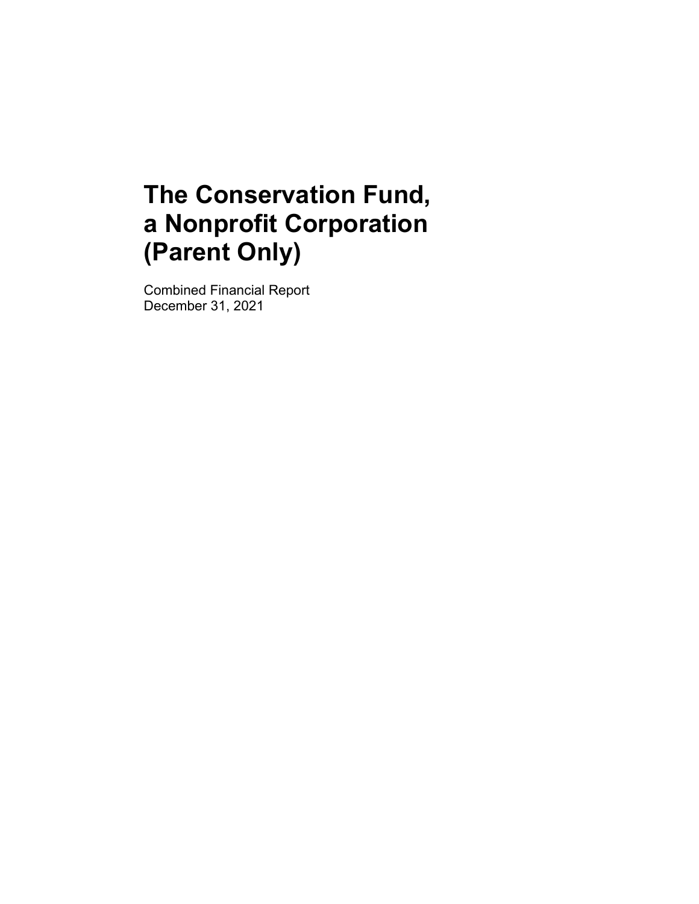# The Conservation Fund, a Nonprofit Corporation (Parent Only)

Combined Financial Report
December 31, 2021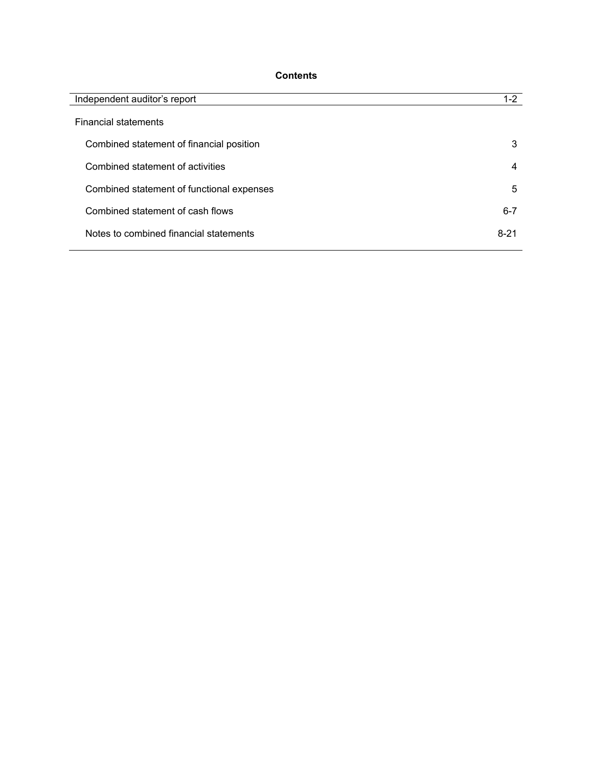**Contents**

| | |
|---|---|
| Independent auditor's report | 1-2 |
| Financial statements | |
| Combined statement of financial position | 3 |
| Combined statement of activities | 4 |
| Combined statement of functional expenses | 5 |
| Combined statement of cash flows | 6-7 |
| Notes to combined financial statements | 8-21 |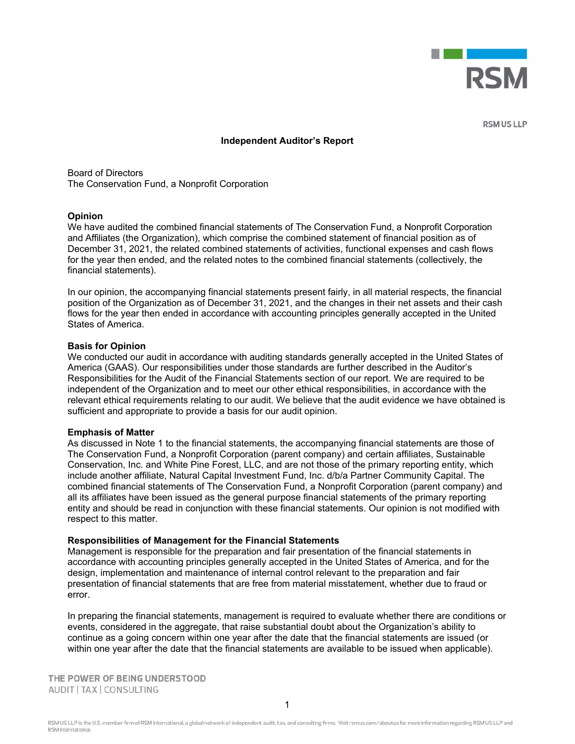# Independent Auditor's Report

Board of Directors
The Conservation Fund, a Nonprofit Corporation

**Opinion**

We have audited the combined financial statements of The Conservation Fund, a Nonprofit Corporation and Affiliates (the Organization), which comprise the combined statement of financial position as of December 31, 2021, the related combined statements of activities, functional expenses and cash flows for the year then ended, and the related notes to the combined financial statements (collectively, the financial statements).

In our opinion, the accompanying financial statements present fairly, in all material respects, the financial position of the Organization as of December 31, 2021, and the changes in their net assets and their cash flows for the year then ended in accordance with accounting principles generally accepted in the United States of America.

**Basis for Opinion**

We conducted our audit in accordance with auditing standards generally accepted in the United States of America (GAAS). Our responsibilities under those standards are further described in the Auditor's Responsibilities for the Audit of the Financial Statements section of our report. We are required to be independent of the Organization and to meet our other ethical responsibilities, in accordance with the relevant ethical requirements relating to our audit. We believe that the audit evidence we have obtained is sufficient and appropriate to provide a basis for our audit opinion.

**Emphasis of Matter**

As discussed in Note 1 to the financial statements, the accompanying financial statements are those of The Conservation Fund, a Nonprofit Corporation (parent company) and certain affiliates, Sustainable Conservation, Inc. and White Pine Forest, LLC, and are not those of the primary reporting entity, which include another affiliate, Natural Capital Investment Fund, Inc. d/b/a Partner Community Capital. The combined financial statements of The Conservation Fund, a Nonprofit Corporation (parent company) and all its affiliates have been issued as the general purpose financial statements of the primary reporting entity and should be read in conjunction with these financial statements. Our opinion is not modified with respect to this matter.

**Responsibilities of Management for the Financial Statements**

Management is responsible for the preparation and fair presentation of the financial statements in accordance with accounting principles generally accepted in the United States of America, and for the design, implementation and maintenance of internal control relevant to the preparation and fair presentation of financial statements that are free from material misstatement, whether due to fraud or error.

In preparing the financial statements, management is required to evaluate whether there are conditions or events, considered in the aggregate, that raise substantial doubt about the Organization's ability to continue as a going concern within one year after the date that the financial statements are issued (or within one year after the date that the financial statements are available to be issued when applicable).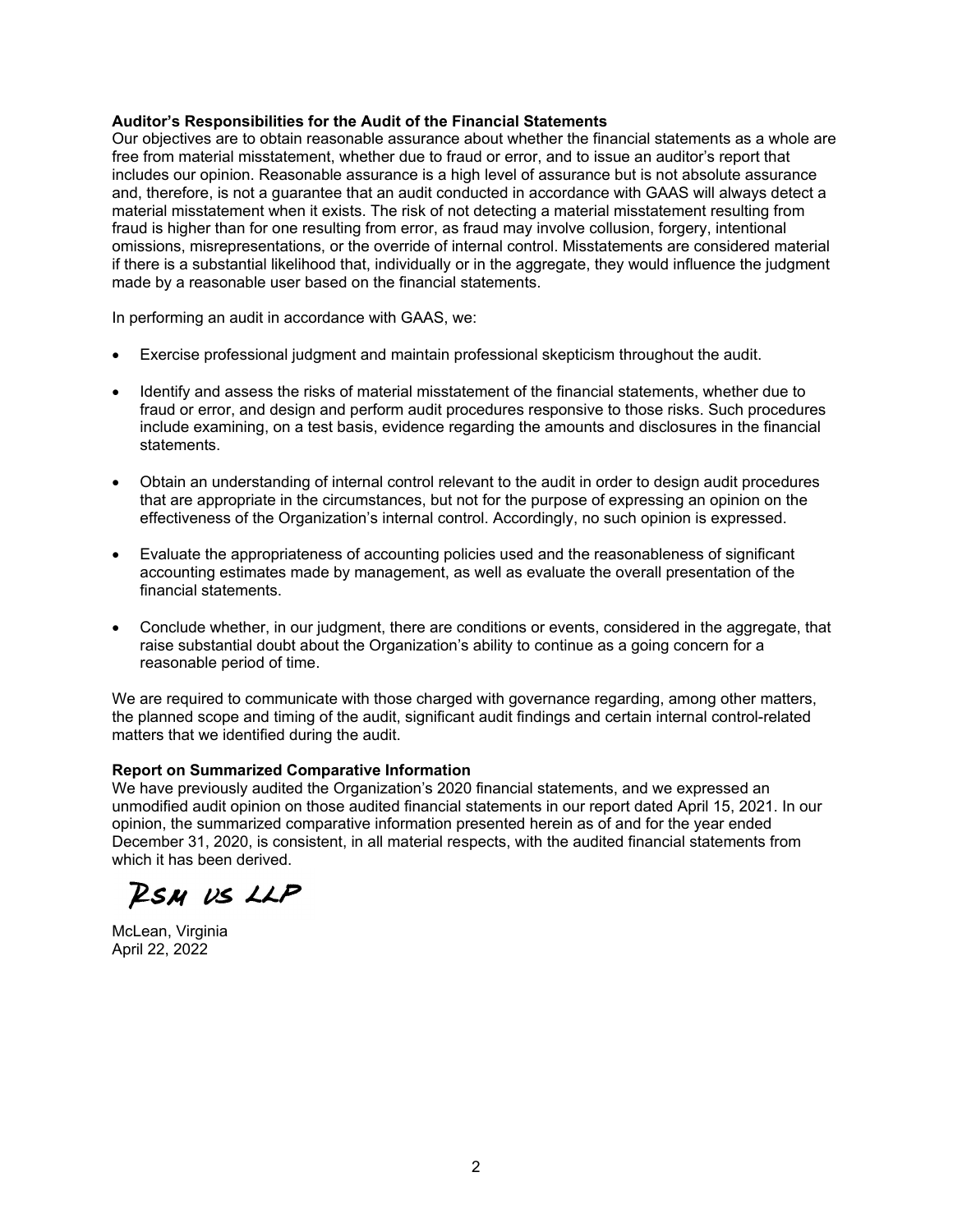**Auditor's Responsibilities for the Audit of the Financial Statements**

Our objectives are to obtain reasonable assurance about whether the financial statements as a whole are free from material misstatement, whether due to fraud or error, and to issue an auditor's report that includes our opinion. Reasonable assurance is a high level of assurance but is not absolute assurance and, therefore, is not a guarantee that an audit conducted in accordance with GAAS will always detect a material misstatement when it exists. The risk of not detecting a material misstatement resulting from fraud is higher than for one resulting from error, as fraud may involve collusion, forgery, intentional omissions, misrepresentations, or the override of internal control. Misstatements are considered material if there is a substantial likelihood that, individually or in the aggregate, they would influence the judgment made by a reasonable user based on the financial statements.

In performing an audit in accordance with GAAS, we:

- Exercise professional judgment and maintain professional skepticism throughout the audit.
- Identify and assess the risks of material misstatement of the financial statements, whether due to fraud or error, and design and perform audit procedures responsive to those risks. Such procedures include examining, on a test basis, evidence regarding the amounts and disclosures in the financial statements.
- Obtain an understanding of internal control relevant to the audit in order to design audit procedures that are appropriate in the circumstances, but not for the purpose of expressing an opinion on the effectiveness of the Organization's internal control. Accordingly, no such opinion is expressed.
- Evaluate the appropriateness of accounting policies used and the reasonableness of significant accounting estimates made by management, as well as evaluate the overall presentation of the financial statements.
- Conclude whether, in our judgment, there are conditions or events, considered in the aggregate, that raise substantial doubt about the Organization's ability to continue as a going concern for a reasonable period of time.

We are required to communicate with those charged with governance regarding, among other matters, the planned scope and timing of the audit, significant audit findings and certain internal control-related matters that we identified during the audit.

**Report on Summarized Comparative Information**

We have previously audited the Organization's 2020 financial statements, and we expressed an unmodified audit opinion on those audited financial statements in our report dated April 15, 2021. In our opinion, the summarized comparative information presented herein as of and for the year ended December 31, 2020, is consistent, in all material respects, with the audited financial statements from which it has been derived.

RSM US LLP

McLean, Virginia
April 22, 2022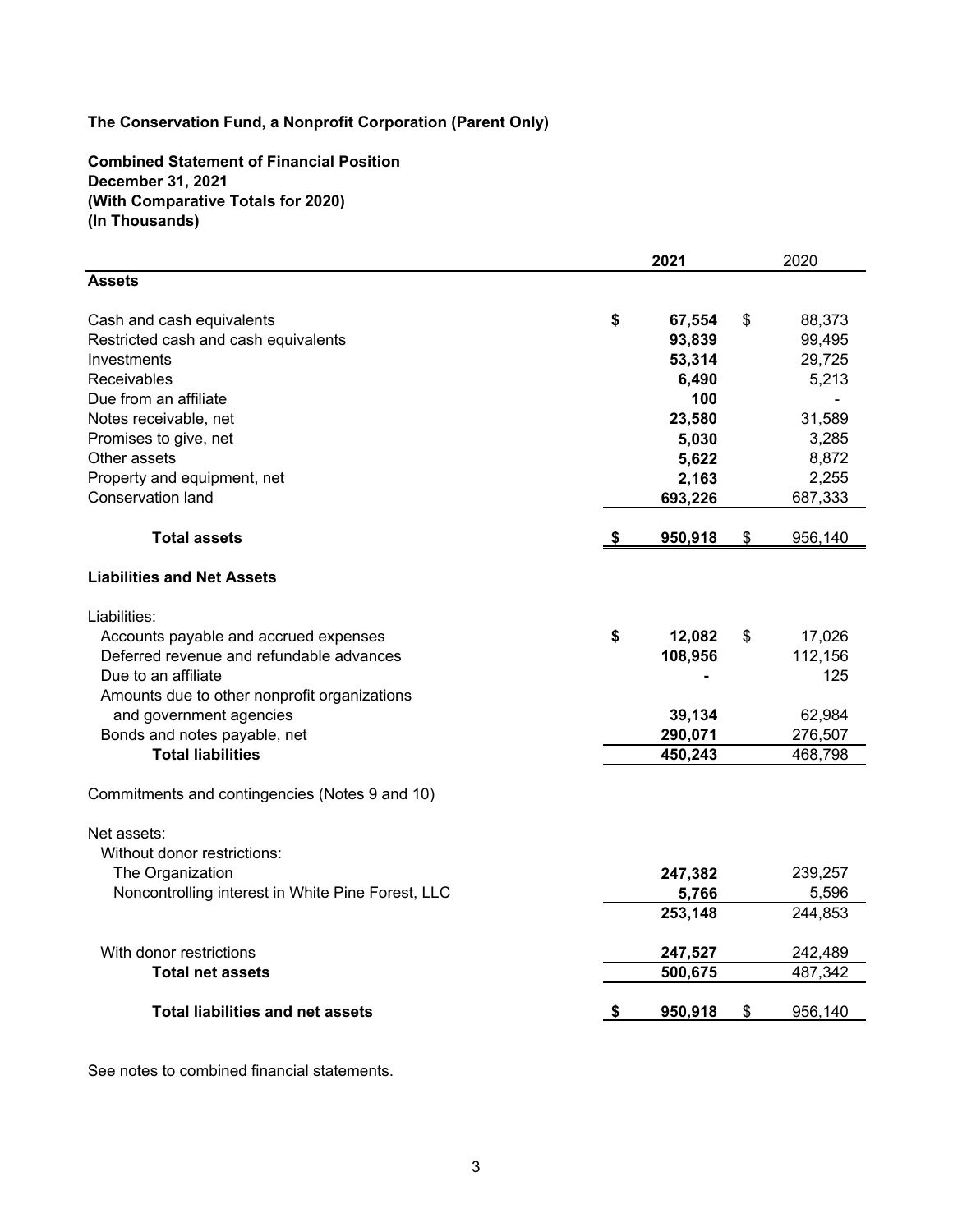**The Conservation Fund, a Nonprofit Corporation (Parent Only)**

**Combined Statement of Financial Position**
**December 31, 2021**
**(With Comparative Totals for 2020)**
**(In Thousands)**

| | 2021 | 2020 |
|---|---|---|
| **Assets** | | |
| Cash and cash equivalents | **$ 67,554** | $ 88,373 |
| Restricted cash and cash equivalents | **93,839** | 99,495 |
| Investments | **53,314** | 29,725 |
| Receivables | **6,490** | 5,213 |
| Due from an affiliate | **100** | - |
| Notes receivable, net | **23,580** | 31,589 |
| Promises to give, net | **5,030** | 3,285 |
| Other assets | **5,622** | 8,872 |
| Property and equipment, net | **2,163** | 2,255 |
| Conservation land | **693,226** | 687,333 |
| **Total assets** | **$ 950,918** | $ 956,140 |
| **Liabilities and Net Assets** | | |
| Liabilities: | | |
| Accounts payable and accrued expenses | **$ 12,082** | $ 17,026 |
| Deferred revenue and refundable advances | **108,956** | 112,156 |
| Due to an affiliate | **-** | 125 |
| Amounts due to other nonprofit organizations and government agencies | **39,134** | 62,984 |
| Bonds and notes payable, net | **290,071** | 276,507 |
| **Total liabilities** | **450,243** | 468,798 |
| Commitments and contingencies (Notes 9 and 10) | | |
| Net assets: | | |
| Without donor restrictions: | | |
| The Organization | **247,382** | 239,257 |
| Noncontrolling interest in White Pine Forest, LLC | **5,766** | 5,596 |
| | **253,148** | 244,853 |
| With donor restrictions | **247,527** | 242,489 |
| **Total net assets** | **500,675** | 487,342 |
| **Total liabilities and net assets** | **$ 950,918** | $ 956,140 |

See notes to combined financial statements.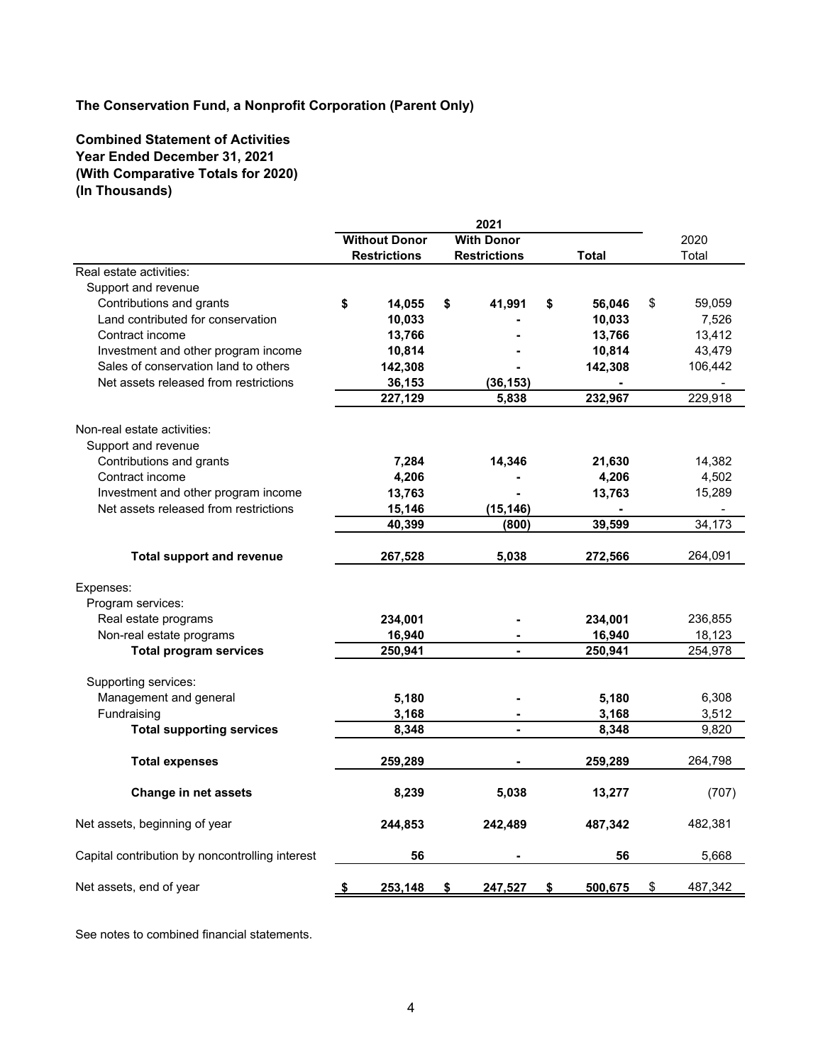**The Conservation Fund, a Nonprofit Corporation (Parent Only)**

**Combined Statement of Activities**
**Year Ended December 31, 2021**
**(With Comparative Totals for 2020)**
**(In Thousands)**

| | 2021 | | | |
|---|---|---|---|---|
| | **Without Donor Restrictions** | **With Donor Restrictions** | **Total** | 2020 Total |
| Real estate activities: | | | | |
| Support and revenue | | | | |
| Contributions and grants | **$ 14,055** | **$ 41,991** | **$ 56,046** | $ 59,059 |
| Land contributed for conservation | **10,033** | **-** | **10,033** | 7,526 |
| Contract income | **13,766** | **-** | **13,766** | 13,412 |
| Investment and other program income | **10,814** | **-** | **10,814** | 43,479 |
| Sales of conservation land to others | **142,308** | **-** | **142,308** | 106,442 |
| Net assets released from restrictions | **36,153** | **(36,153)** | **-** | - |
| | **227,129** | **5,838** | **232,967** | 229,918 |
| Non-real estate activities: | | | | |
| Support and revenue | | | | |
| Contributions and grants | **7,284** | **14,346** | **21,630** | 14,382 |
| Contract income | **4,206** | **-** | **4,206** | 4,502 |
| Investment and other program income | **13,763** | **-** | **13,763** | 15,289 |
| Net assets released from restrictions | **15,146** | **(15,146)** | **-** | - |
| | **40,399** | **(800)** | **39,599** | 34,173 |
| **Total support and revenue** | **267,528** | **5,038** | **272,566** | 264,091 |
| Expenses: | | | | |
| Program services: | | | | |
| Real estate programs | **234,001** | **-** | **234,001** | 236,855 |
| Non-real estate programs | **16,940** | **-** | **16,940** | 18,123 |
| **Total program services** | **250,941** | **-** | **250,941** | 254,978 |
| Supporting services: | | | | |
| Management and general | **5,180** | **-** | **5,180** | 6,308 |
| Fundraising | **3,168** | **-** | **3,168** | 3,512 |
| **Total supporting services** | **8,348** | **-** | **8,348** | 9,820 |
| **Total expenses** | **259,289** | **-** | **259,289** | 264,798 |
| **Change in net assets** | **8,239** | **5,038** | **13,277** | (707) |
| Net assets, beginning of year | **244,853** | **242,489** | **487,342** | 482,381 |
| Capital contribution by noncontrolling interest | **56** | **-** | **56** | 5,668 |
| Net assets, end of year | **$ 253,148** | **$ 247,527** | **$ 500,675** | $ 487,342 |

See notes to combined financial statements.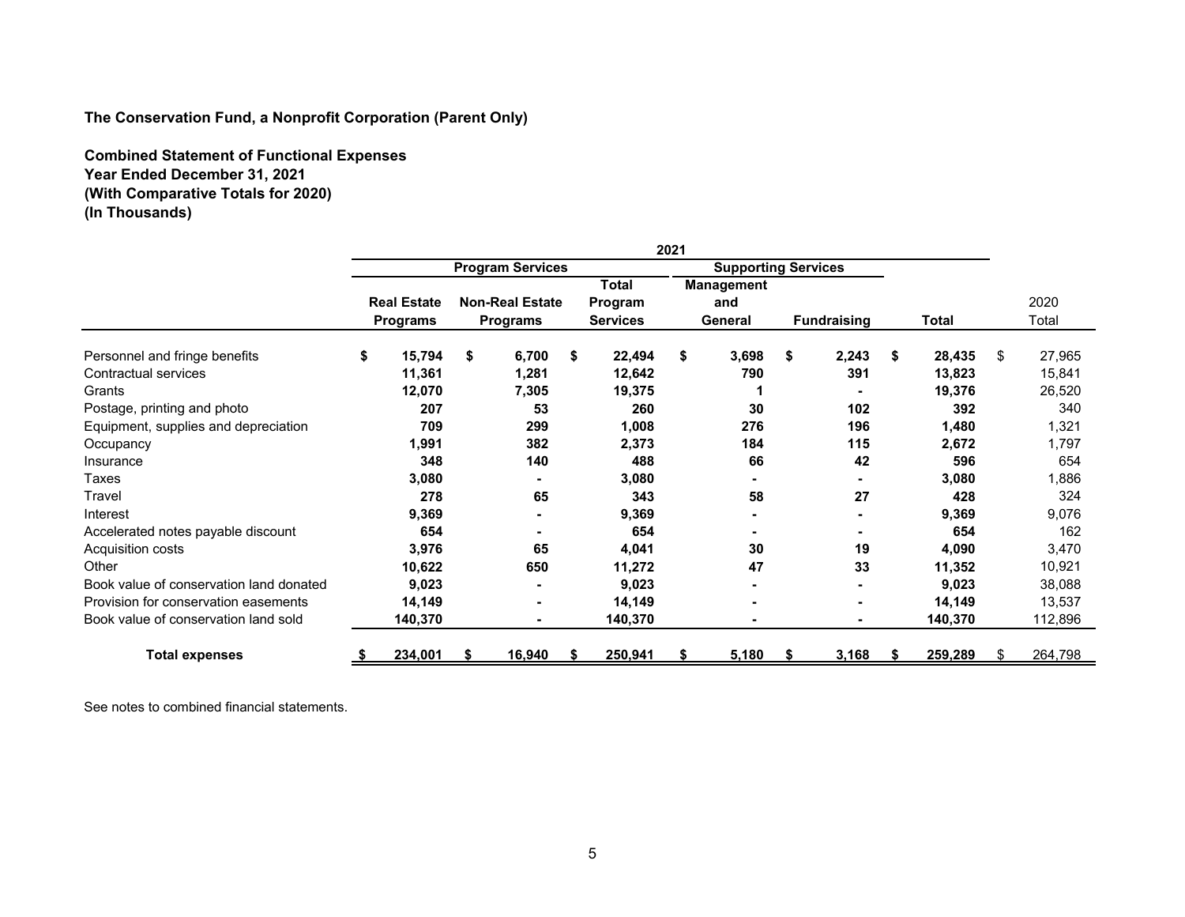**The Conservation Fund, a Nonprofit Corporation (Parent Only)**

**Combined Statement of Functional Expenses**
**Year Ended December 31, 2021**
**(With Comparative Totals for 2020)**
**(In Thousands)**

| | 2021 | | | | | | |
|---|---|---|---|---|---|---|---|
| | Program Services | | | Supporting Services | | | |
| | Real Estate Programs | Non-Real Estate Programs | Total Program Services | Management and General | Fundraising | Total | 2020 Total |
| Personnel and fringe benefits | $ 15,794 | $ 6,700 | $ 22,494 | $ 3,698 | $ 2,243 | $ 28,435 | $ 27,965 |
| Contractual services | 11,361 | 1,281 | 12,642 | 790 | 391 | 13,823 | 15,841 |
| Grants | 12,070 | 7,305 | 19,375 | 1 | - | 19,376 | 26,520 |
| Postage, printing and photo | 207 | 53 | 260 | 30 | 102 | 392 | 340 |
| Equipment, supplies and depreciation | 709 | 299 | 1,008 | 276 | 196 | 1,480 | 1,321 |
| Occupancy | 1,991 | 382 | 2,373 | 184 | 115 | 2,672 | 1,797 |
| Insurance | 348 | 140 | 488 | 66 | 42 | 596 | 654 |
| Taxes | 3,080 | - | 3,080 | - | - | 3,080 | 1,886 |
| Travel | 278 | 65 | 343 | 58 | 27 | 428 | 324 |
| Interest | 9,369 | - | 9,369 | - | - | 9,369 | 9,076 |
| Accelerated notes payable discount | 654 | - | 654 | - | - | 654 | 162 |
| Acquisition costs | 3,976 | 65 | 4,041 | 30 | 19 | 4,090 | 3,470 |
| Other | 10,622 | 650 | 11,272 | 47 | 33 | 11,352 | 10,921 |
| Book value of conservation land donated | 9,023 | - | 9,023 | - | - | 9,023 | 38,088 |
| Provision for conservation easements | 14,149 | - | 14,149 | - | - | 14,149 | 13,537 |
| Book value of conservation land sold | 140,370 | - | 140,370 | - | - | 140,370 | 112,896 |
| **Total expenses** | $ 234,001 | $ 16,940 | $ 250,941 | $ 5,180 | $ 3,168 | $ 259,289 | $ 264,798 |

See notes to combined financial statements.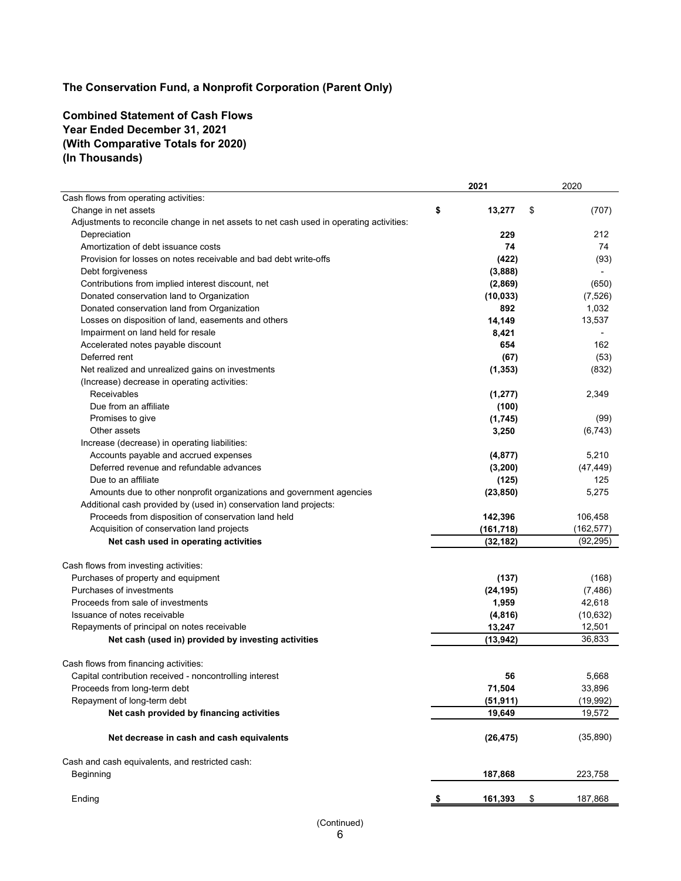# The Conservation Fund, a Nonprofit Corporation (Parent Only)

## Combined Statement of Cash Flows
## Year Ended December 31, 2021
## (With Comparative Totals for 2020)
## (In Thousands)

| | 2021 | 2020 |
|---|---|---|
| Cash flows from operating activities: | | |
| Change in net assets | **$ 13,277** | $ (707) |
| Adjustments to reconcile change in net assets to net cash used in operating activities: | | |
| Depreciation | **229** | 212 |
| Amortization of debt issuance costs | **74** | 74 |
| Provision for losses on notes receivable and bad debt write-offs | **(422)** | (93) |
| Debt forgiveness | **(3,888)** | - |
| Contributions from implied interest discount, net | **(2,869)** | (650) |
| Donated conservation land to Organization | **(10,033)** | (7,526) |
| Donated conservation land from Organization | **892** | 1,032 |
| Losses on disposition of land, easements and others | **14,149** | 13,537 |
| Impairment on land held for resale | **8,421** | - |
| Accelerated notes payable discount | **654** | 162 |
| Deferred rent | **(67)** | (53) |
| Net realized and unrealized gains on investments | **(1,353)** | (832) |
| (Increase) decrease in operating activities: | | |
| Receivables | **(1,277)** | 2,349 |
| Due from an affiliate | **(100)** | |
| Promises to give | **(1,745)** | (99) |
| Other assets | **3,250** | (6,743) |
| Increase (decrease) in operating liabilities: | | |
| Accounts payable and accrued expenses | **(4,877)** | 5,210 |
| Deferred revenue and refundable advances | **(3,200)** | (47,449) |
| Due to an affiliate | **(125)** | 125 |
| Amounts due to other nonprofit organizations and government agencies | **(23,850)** | 5,275 |
| Additional cash provided by (used in) conservation land projects: | | |
| Proceeds from disposition of conservation land held | **142,396** | 106,458 |
| Acquisition of conservation land projects | **(161,718)** | (162,577) |
| **Net cash used in operating activities** | **(32,182)** | (92,295) |
| | | |
| Cash flows from investing activities: | | |
| Purchases of property and equipment | **(137)** | (168) |
| Purchases of investments | **(24,195)** | (7,486) |
| Proceeds from sale of investments | **1,959** | 42,618 |
| Issuance of notes receivable | **(4,816)** | (10,632) |
| Repayments of principal on notes receivable | **13,247** | 12,501 |
| **Net cash (used in) provided by investing activities** | **(13,942)** | 36,833 |
| | | |
| Cash flows from financing activities: | | |
| Capital contribution received - noncontrolling interest | **56** | 5,668 |
| Proceeds from long-term debt | **71,504** | 33,896 |
| Repayment of long-term debt | **(51,911)** | (19,992) |
| **Net cash provided by financing activities** | **19,649** | 19,572 |
| | | |
| **Net decrease in cash and cash equivalents** | **(26,475)** | (35,890) |
| | | |
| Cash and cash equivalents, and restricted cash: | | |
| Beginning | **187,868** | 223,758 |
| | | |
| Ending | **$ 161,393** | $ 187,868 |

(Continued)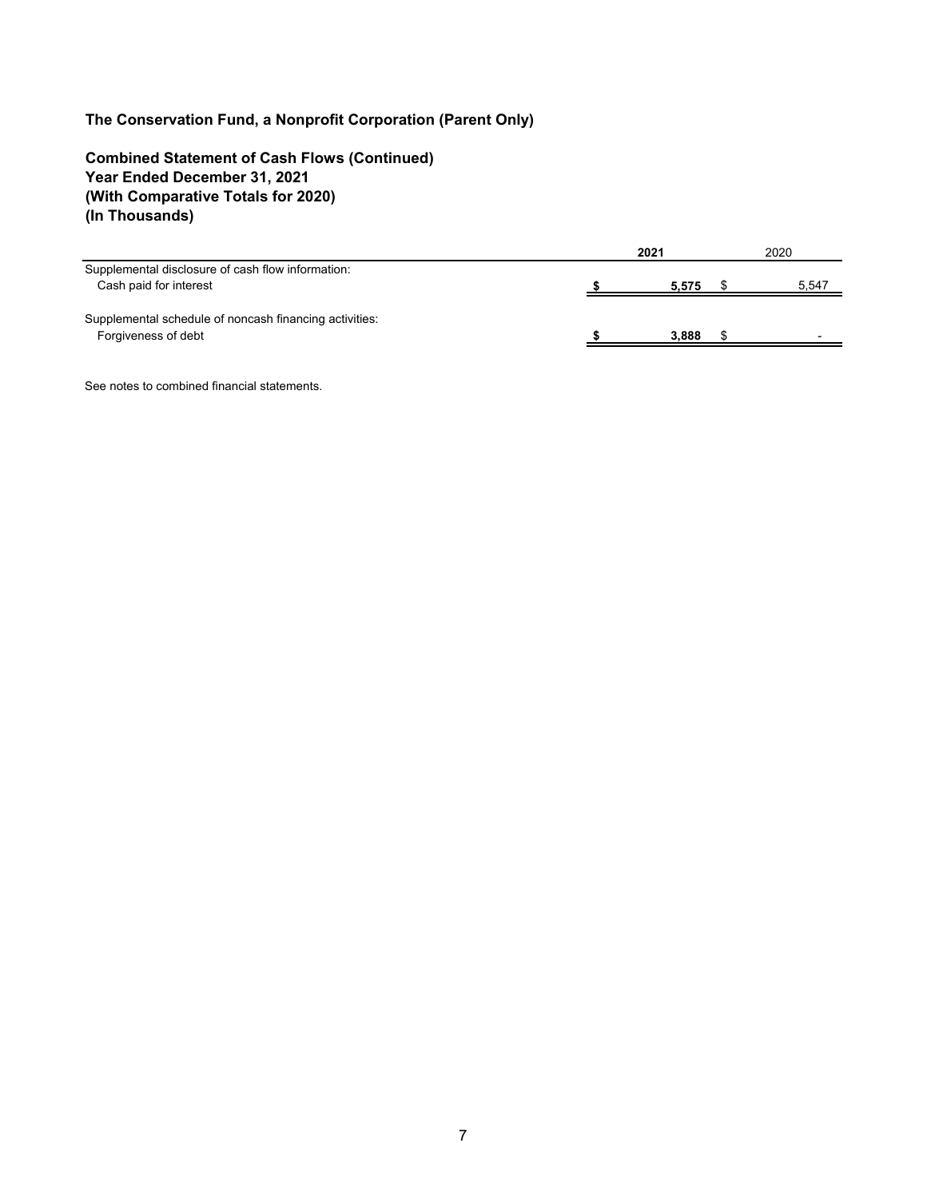## The Conservation Fund, a Nonprofit Corporation (Parent Only)

### Combined Statement of Cash Flows (Continued)
### Year Ended December 31, 2021
### (With Comparative Totals for 2020)
### (In Thousands)

| | 2021 | 2020 |
|---|---|---|
| Supplemental disclosure of cash flow information: | | |
| Cash paid for interest | **$ 5,575** | $ 5,547 |
| | | |
| Supplemental schedule of noncash financing activities: | | |
| Forgiveness of debt | **$ 3,888** | $ - |

See notes to combined financial statements.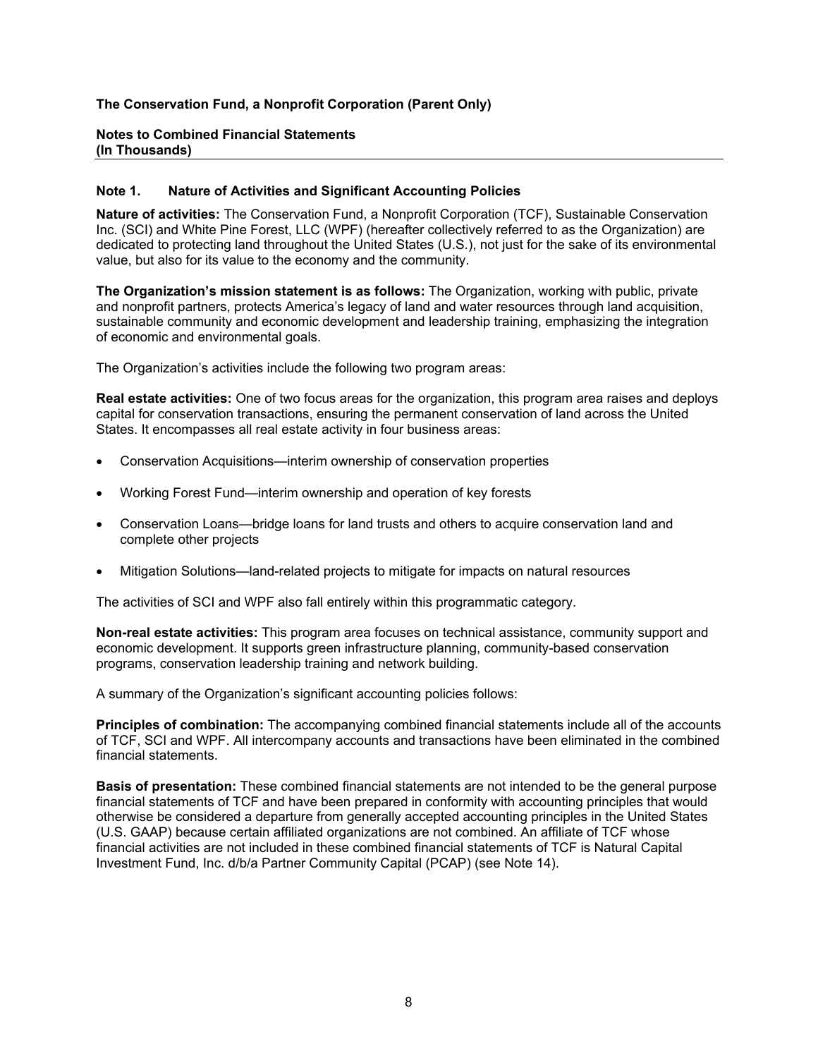**The Conservation Fund, a Nonprofit Corporation (Parent Only)**

**Notes to Combined Financial Statements**
**(In Thousands)**

## Note 1. Nature of Activities and Significant Accounting Policies

**Nature of activities:** The Conservation Fund, a Nonprofit Corporation (TCF), Sustainable Conservation Inc. (SCI) and White Pine Forest, LLC (WPF) (hereafter collectively referred to as the Organization) are dedicated to protecting land throughout the United States (U.S.), not just for the sake of its environmental value, but also for its value to the economy and the community.

**The Organization's mission statement is as follows:** The Organization, working with public, private and nonprofit partners, protects America's legacy of land and water resources through land acquisition, sustainable community and economic development and leadership training, emphasizing the integration of economic and environmental goals.

The Organization's activities include the following two program areas:

**Real estate activities:** One of two focus areas for the organization, this program area raises and deploys capital for conservation transactions, ensuring the permanent conservation of land across the United States. It encompasses all real estate activity in four business areas:

- Conservation Acquisitions—interim ownership of conservation properties
- Working Forest Fund—interim ownership and operation of key forests
- Conservation Loans—bridge loans for land trusts and others to acquire conservation land and complete other projects
- Mitigation Solutions—land-related projects to mitigate for impacts on natural resources

The activities of SCI and WPF also fall entirely within this programmatic category.

**Non-real estate activities:** This program area focuses on technical assistance, community support and economic development. It supports green infrastructure planning, community-based conservation programs, conservation leadership training and network building.

A summary of the Organization's significant accounting policies follows:

**Principles of combination:** The accompanying combined financial statements include all of the accounts of TCF, SCI and WPF. All intercompany accounts and transactions have been eliminated in the combined financial statements.

**Basis of presentation:** These combined financial statements are not intended to be the general purpose financial statements of TCF and have been prepared in conformity with accounting principles that would otherwise be considered a departure from generally accepted accounting principles in the United States (U.S. GAAP) because certain affiliated organizations are not combined. An affiliate of TCF whose financial activities are not included in these combined financial statements of TCF is Natural Capital Investment Fund, Inc. d/b/a Partner Community Capital (PCAP) (see Note 14).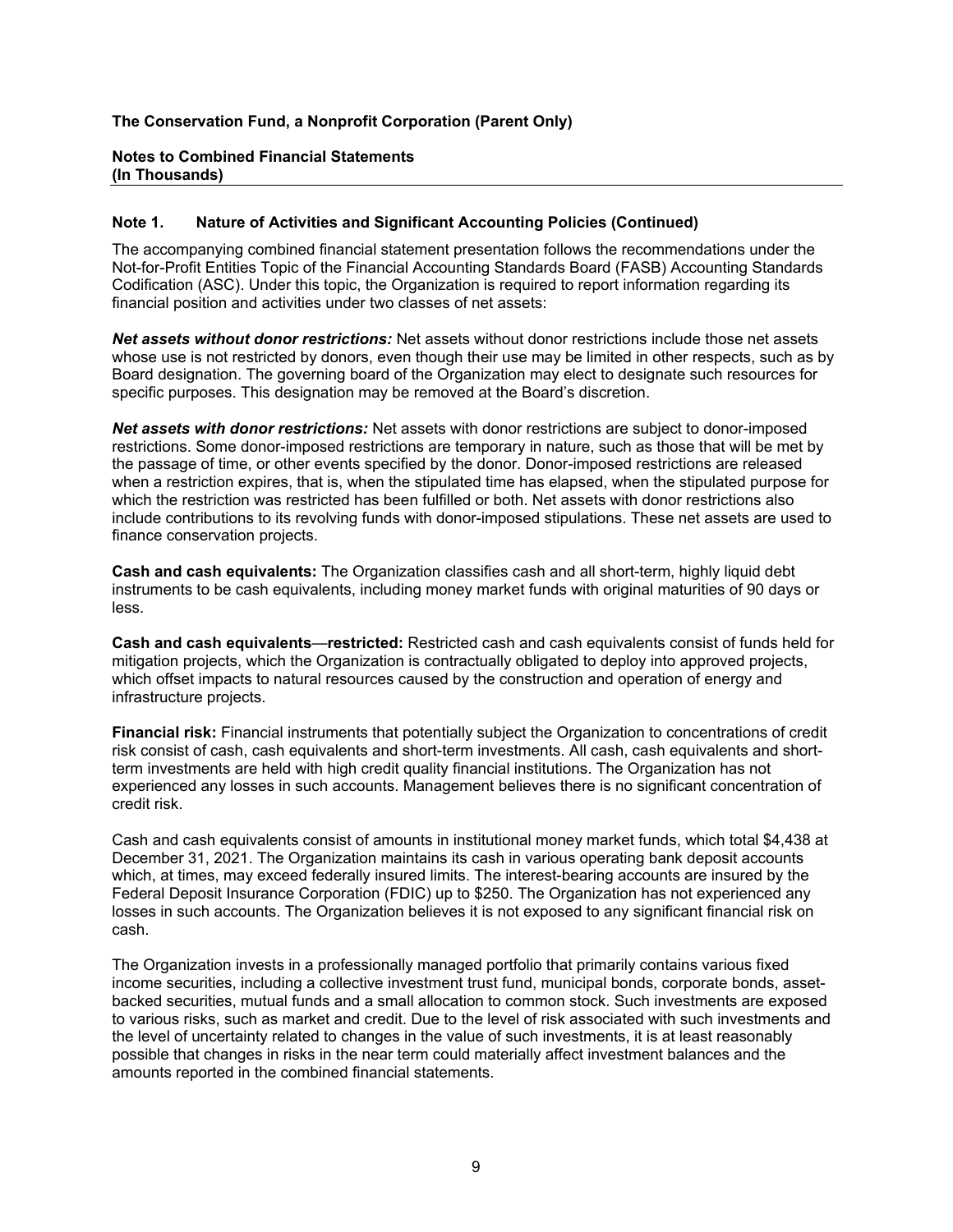# The Conservation Fund, a Nonprofit Corporation (Parent Only)

## Notes to Combined Financial Statements
## (In Thousands)

### Note 1. Nature of Activities and Significant Accounting Policies (Continued)

The accompanying combined financial statement presentation follows the recommendations under the Not-for-Profit Entities Topic of the Financial Accounting Standards Board (FASB) Accounting Standards Codification (ASC). Under this topic, the Organization is required to report information regarding its financial position and activities under two classes of net assets:

***Net assets without donor restrictions:*** Net assets without donor restrictions include those net assets whose use is not restricted by donors, even though their use may be limited in other respects, such as by Board designation. The governing board of the Organization may elect to designate such resources for specific purposes. This designation may be removed at the Board's discretion.

***Net assets with donor restrictions:*** Net assets with donor restrictions are subject to donor-imposed restrictions. Some donor-imposed restrictions are temporary in nature, such as those that will be met by the passage of time, or other events specified by the donor. Donor-imposed restrictions are released when a restriction expires, that is, when the stipulated time has elapsed, when the stipulated purpose for which the restriction was restricted has been fulfilled or both. Net assets with donor restrictions also include contributions to its revolving funds with donor-imposed stipulations. These net assets are used to finance conservation projects.

**Cash and cash equivalents:** The Organization classifies cash and all short-term, highly liquid debt instruments to be cash equivalents, including money market funds with original maturities of 90 days or less.

**Cash and cash equivalents—restricted:** Restricted cash and cash equivalents consist of funds held for mitigation projects, which the Organization is contractually obligated to deploy into approved projects, which offset impacts to natural resources caused by the construction and operation of energy and infrastructure projects.

**Financial risk:** Financial instruments that potentially subject the Organization to concentrations of credit risk consist of cash, cash equivalents and short-term investments. All cash, cash equivalents and short-term investments are held with high credit quality financial institutions. The Organization has not experienced any losses in such accounts. Management believes there is no significant concentration of credit risk.

Cash and cash equivalents consist of amounts in institutional money market funds, which total $4,438 at December 31, 2021. The Organization maintains its cash in various operating bank deposit accounts which, at times, may exceed federally insured limits. The interest-bearing accounts are insured by the Federal Deposit Insurance Corporation (FDIC) up to $250. The Organization has not experienced any losses in such accounts. The Organization believes it is not exposed to any significant financial risk on cash.

The Organization invests in a professionally managed portfolio that primarily contains various fixed income securities, including a collective investment trust fund, municipal bonds, corporate bonds, asset-backed securities, mutual funds and a small allocation to common stock. Such investments are exposed to various risks, such as market and credit. Due to the level of risk associated with such investments and the level of uncertainty related to changes in the value of such investments, it is at least reasonably possible that changes in risks in the near term could materially affect investment balances and the amounts reported in the combined financial statements.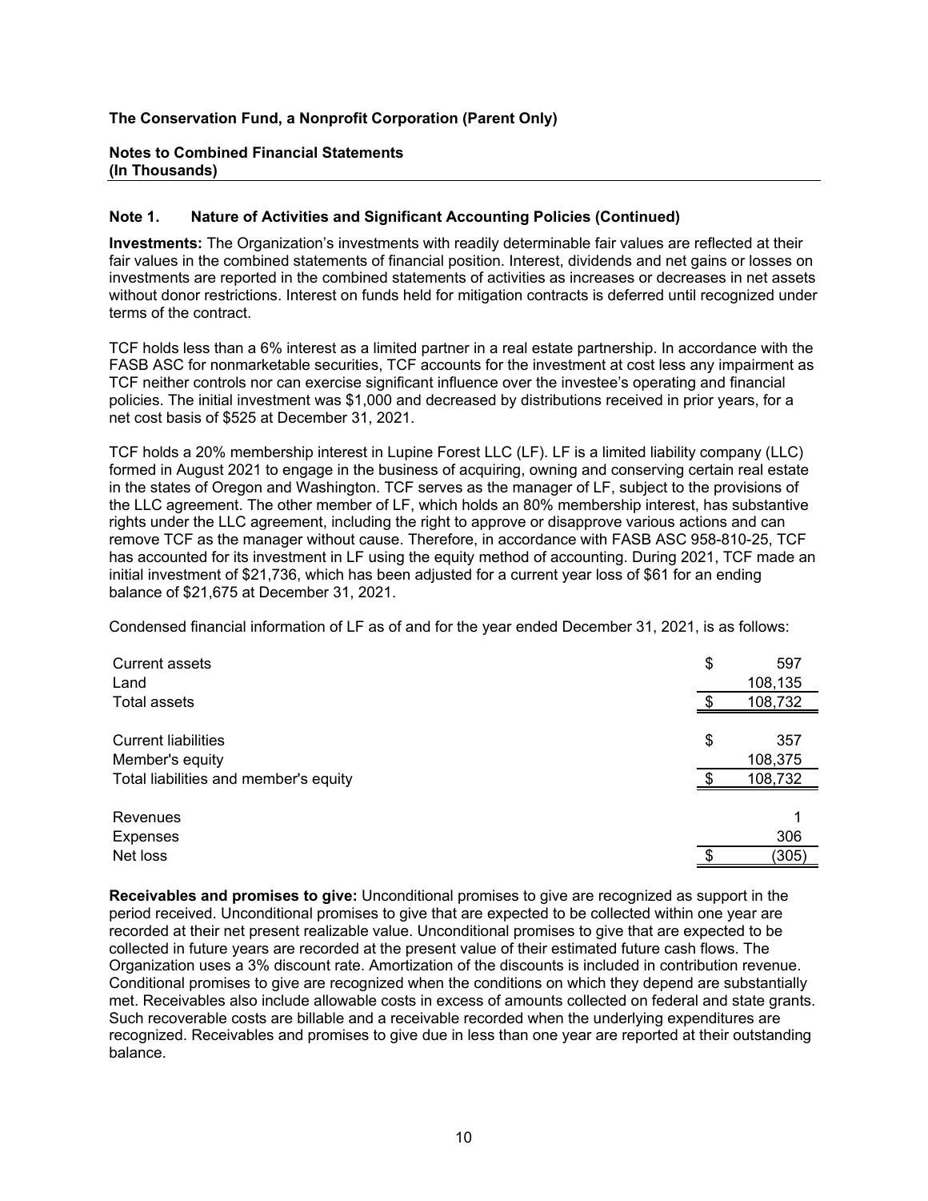**The Conservation Fund, a Nonprofit Corporation (Parent Only)**

**Notes to Combined Financial Statements**
**(In Thousands)**

**Note 1. Nature of Activities and Significant Accounting Policies (Continued)**

**Investments:** The Organization's investments with readily determinable fair values are reflected at their fair values in the combined statements of financial position. Interest, dividends and net gains or losses on investments are reported in the combined statements of activities as increases or decreases in net assets without donor restrictions. Interest on funds held for mitigation contracts is deferred until recognized under terms of the contract.

TCF holds less than a 6% interest as a limited partner in a real estate partnership. In accordance with the FASB ASC for nonmarketable securities, TCF accounts for the investment at cost less any impairment as TCF neither controls nor can exercise significant influence over the investee's operating and financial policies. The initial investment was $1,000 and decreased by distributions received in prior years, for a net cost basis of $525 at December 31, 2021.

TCF holds a 20% membership interest in Lupine Forest LLC (LF). LF is a limited liability company (LLC) formed in August 2021 to engage in the business of acquiring, owning and conserving certain real estate in the states of Oregon and Washington. TCF serves as the manager of LF, subject to the provisions of the LLC agreement. The other member of LF, which holds an 80% membership interest, has substantive rights under the LLC agreement, including the right to approve or disapprove various actions and can remove TCF as the manager without cause. Therefore, in accordance with FASB ASC 958-810-25, TCF has accounted for its investment in LF using the equity method of accounting. During 2021, TCF made an initial investment of $21,736, which has been adjusted for a current year loss of $61 for an ending balance of $21,675 at December 31, 2021.

Condensed financial information of LF as of and for the year ended December 31, 2021, is as follows:

| | |
|---|---|
| Current assets | $ 597 |
| Land | 108,135 |
| Total assets | $ 108,732 |
| | |
| Current liabilities | $ 357 |
| Member's equity | 108,375 |
| Total liabilities and member's equity | $ 108,732 |
| | |
| Revenues | 1 |
| Expenses | 306 |
| Net loss | $ (305) |

**Receivables and promises to give:** Unconditional promises to give are recognized as support in the period received. Unconditional promises to give that are expected to be collected within one year are recorded at their net present realizable value. Unconditional promises to give that are expected to be collected in future years are recorded at the present value of their estimated future cash flows. The Organization uses a 3% discount rate. Amortization of the discounts is included in contribution revenue. Conditional promises to give are recognized when the conditions on which they depend are substantially met. Receivables also include allowable costs in excess of amounts collected on federal and state grants. Such recoverable costs are billable and a receivable recorded when the underlying expenditures are recognized. Receivables and promises to give due in less than one year are reported at their outstanding balance.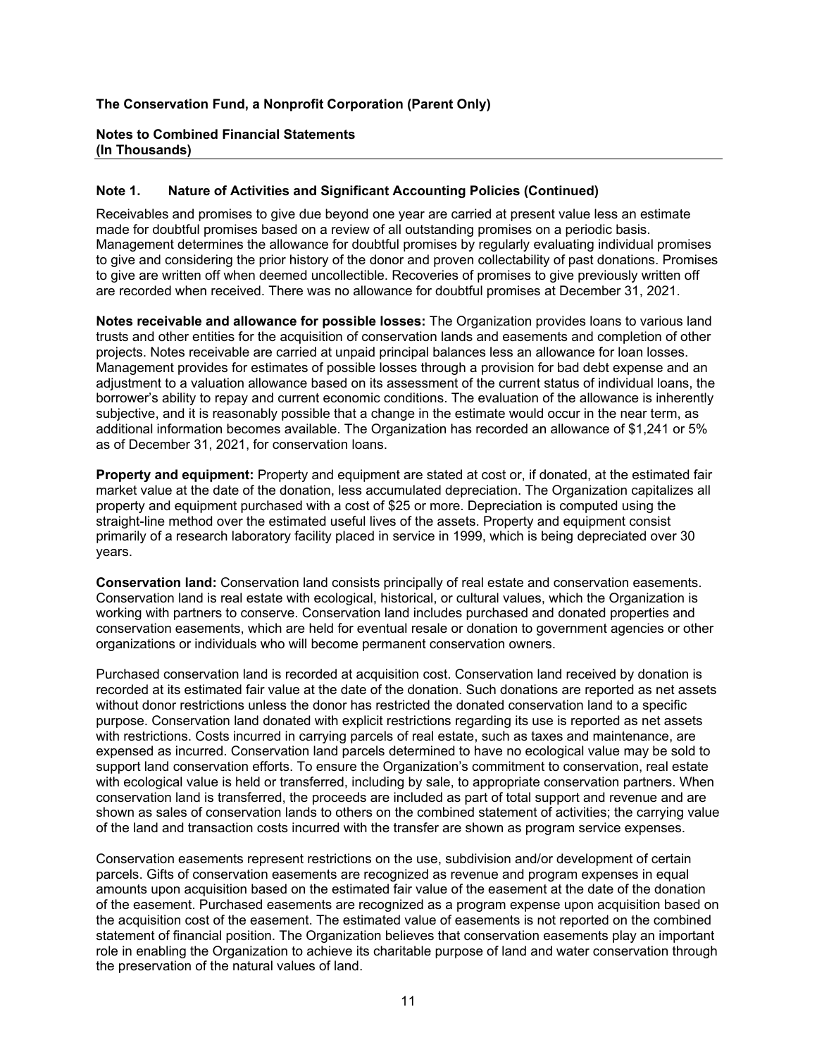**The Conservation Fund, a Nonprofit Corporation (Parent Only)**

**Notes to Combined Financial Statements**
**(In Thousands)**

## Note 1. Nature of Activities and Significant Accounting Policies (Continued)

Receivables and promises to give due beyond one year are carried at present value less an estimate made for doubtful promises based on a review of all outstanding promises on a periodic basis. Management determines the allowance for doubtful promises by regularly evaluating individual promises to give and considering the prior history of the donor and proven collectability of past donations. Promises to give are written off when deemed uncollectible. Recoveries of promises to give previously written off are recorded when received. There was no allowance for doubtful promises at December 31, 2021.

**Notes receivable and allowance for possible losses:** The Organization provides loans to various land trusts and other entities for the acquisition of conservation lands and easements and completion of other projects. Notes receivable are carried at unpaid principal balances less an allowance for loan losses. Management provides for estimates of possible losses through a provision for bad debt expense and an adjustment to a valuation allowance based on its assessment of the current status of individual loans, the borrower's ability to repay and current economic conditions. The evaluation of the allowance is inherently subjective, and it is reasonably possible that a change in the estimate would occur in the near term, as additional information becomes available. The Organization has recorded an allowance of $1,241 or 5% as of December 31, 2021, for conservation loans.

**Property and equipment:** Property and equipment are stated at cost or, if donated, at the estimated fair market value at the date of the donation, less accumulated depreciation. The Organization capitalizes all property and equipment purchased with a cost of $25 or more. Depreciation is computed using the straight-line method over the estimated useful lives of the assets. Property and equipment consist primarily of a research laboratory facility placed in service in 1999, which is being depreciated over 30 years.

**Conservation land:** Conservation land consists principally of real estate and conservation easements. Conservation land is real estate with ecological, historical, or cultural values, which the Organization is working with partners to conserve. Conservation land includes purchased and donated properties and conservation easements, which are held for eventual resale or donation to government agencies or other organizations or individuals who will become permanent conservation owners.

Purchased conservation land is recorded at acquisition cost. Conservation land received by donation is recorded at its estimated fair value at the date of the donation. Such donations are reported as net assets without donor restrictions unless the donor has restricted the donated conservation land to a specific purpose. Conservation land donated with explicit restrictions regarding its use is reported as net assets with restrictions. Costs incurred in carrying parcels of real estate, such as taxes and maintenance, are expensed as incurred. Conservation land parcels determined to have no ecological value may be sold to support land conservation efforts. To ensure the Organization's commitment to conservation, real estate with ecological value is held or transferred, including by sale, to appropriate conservation partners. When conservation land is transferred, the proceeds are included as part of total support and revenue and are shown as sales of conservation lands to others on the combined statement of activities; the carrying value of the land and transaction costs incurred with the transfer are shown as program service expenses.

Conservation easements represent restrictions on the use, subdivision and/or development of certain parcels. Gifts of conservation easements are recognized as revenue and program expenses in equal amounts upon acquisition based on the estimated fair value of the easement at the date of the donation of the easement. Purchased easements are recognized as a program expense upon acquisition based on the acquisition cost of the easement. The estimated value of easements is not reported on the combined statement of financial position. The Organization believes that conservation easements play an important role in enabling the Organization to achieve its charitable purpose of land and water conservation through the preservation of the natural values of land.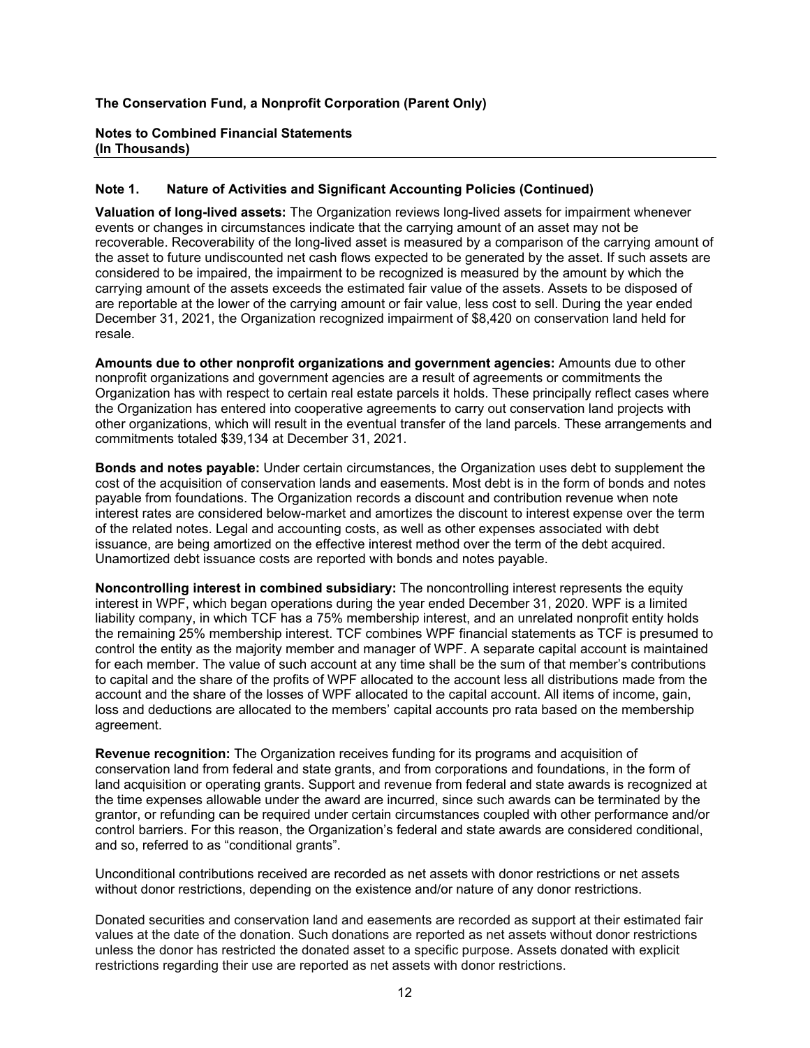**The Conservation Fund, a Nonprofit Corporation (Parent Only)**

**Notes to Combined Financial Statements**
**(In Thousands)**

**Note 1. Nature of Activities and Significant Accounting Policies (Continued)**

**Valuation of long-lived assets:** The Organization reviews long-lived assets for impairment whenever events or changes in circumstances indicate that the carrying amount of an asset may not be recoverable. Recoverability of the long-lived asset is measured by a comparison of the carrying amount of the asset to future undiscounted net cash flows expected to be generated by the asset. If such assets are considered to be impaired, the impairment to be recognized is measured by the amount by which the carrying amount of the assets exceeds the estimated fair value of the assets. Assets to be disposed of are reportable at the lower of the carrying amount or fair value, less cost to sell. During the year ended December 31, 2021, the Organization recognized impairment of $8,420 on conservation land held for resale.

**Amounts due to other nonprofit organizations and government agencies:** Amounts due to other nonprofit organizations and government agencies are a result of agreements or commitments the Organization has with respect to certain real estate parcels it holds. These principally reflect cases where the Organization has entered into cooperative agreements to carry out conservation land projects with other organizations, which will result in the eventual transfer of the land parcels. These arrangements and commitments totaled $39,134 at December 31, 2021.

**Bonds and notes payable:** Under certain circumstances, the Organization uses debt to supplement the cost of the acquisition of conservation lands and easements. Most debt is in the form of bonds and notes payable from foundations. The Organization records a discount and contribution revenue when note interest rates are considered below-market and amortizes the discount to interest expense over the term of the related notes. Legal and accounting costs, as well as other expenses associated with debt issuance, are being amortized on the effective interest method over the term of the debt acquired. Unamortized debt issuance costs are reported with bonds and notes payable.

**Noncontrolling interest in combined subsidiary:** The noncontrolling interest represents the equity interest in WPF, which began operations during the year ended December 31, 2020. WPF is a limited liability company, in which TCF has a 75% membership interest, and an unrelated nonprofit entity holds the remaining 25% membership interest. TCF combines WPF financial statements as TCF is presumed to control the entity as the majority member and manager of WPF. A separate capital account is maintained for each member. The value of such account at any time shall be the sum of that member's contributions to capital and the share of the profits of WPF allocated to the account less all distributions made from the account and the share of the losses of WPF allocated to the capital account. All items of income, gain, loss and deductions are allocated to the members' capital accounts pro rata based on the membership agreement.

**Revenue recognition:** The Organization receives funding for its programs and acquisition of conservation land from federal and state grants, and from corporations and foundations, in the form of land acquisition or operating grants. Support and revenue from federal and state awards is recognized at the time expenses allowable under the award are incurred, since such awards can be terminated by the grantor, or refunding can be required under certain circumstances coupled with other performance and/or control barriers. For this reason, the Organization's federal and state awards are considered conditional, and so, referred to as "conditional grants".

Unconditional contributions received are recorded as net assets with donor restrictions or net assets without donor restrictions, depending on the existence and/or nature of any donor restrictions.

Donated securities and conservation land and easements are recorded as support at their estimated fair values at the date of the donation. Such donations are reported as net assets without donor restrictions unless the donor has restricted the donated asset to a specific purpose. Assets donated with explicit restrictions regarding their use are reported as net assets with donor restrictions.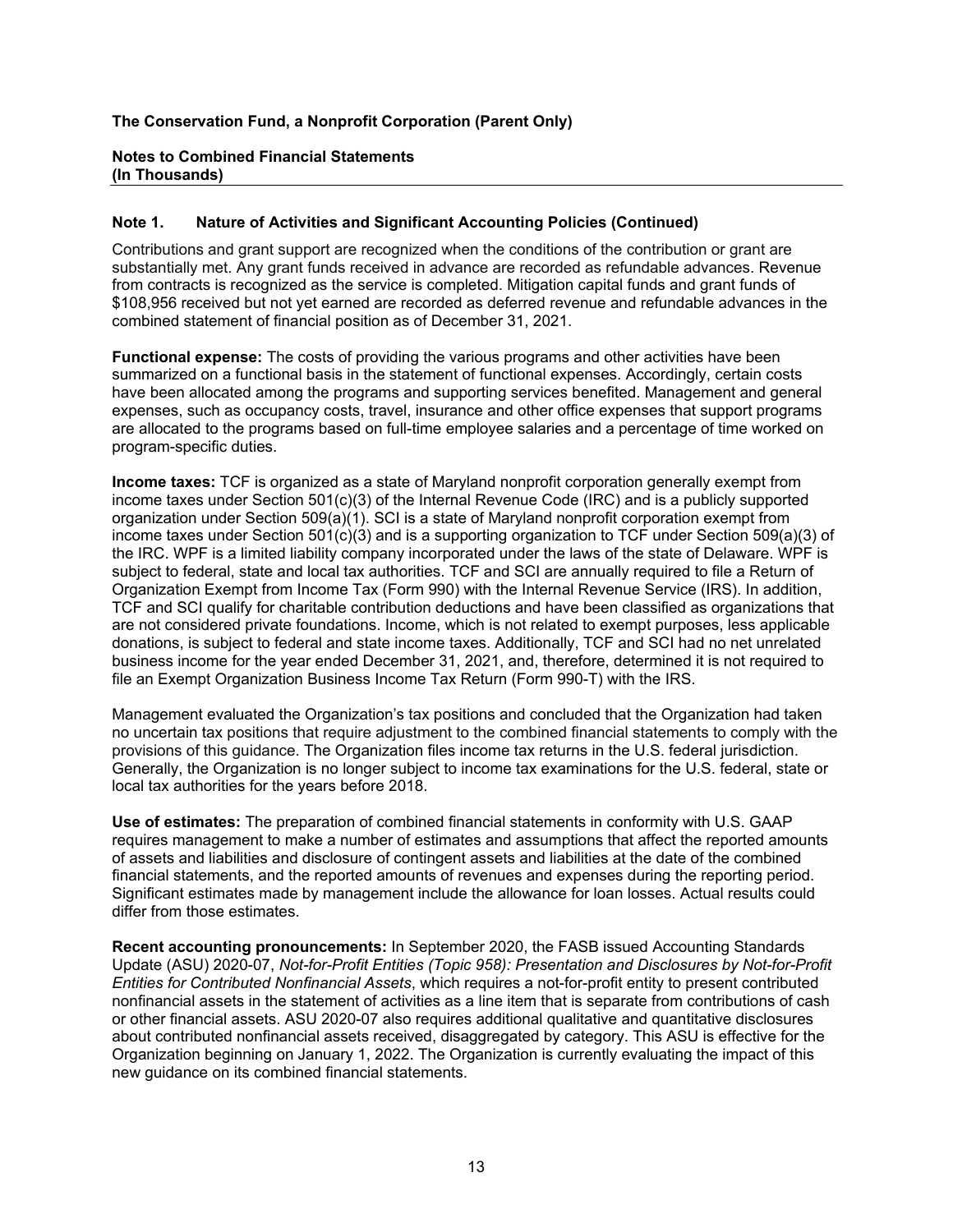**The Conservation Fund, a Nonprofit Corporation (Parent Only)**

**Notes to Combined Financial Statements**
**(In Thousands)**

## Note 1. Nature of Activities and Significant Accounting Policies (Continued)

Contributions and grant support are recognized when the conditions of the contribution or grant are substantially met. Any grant funds received in advance are recorded as refundable advances. Revenue from contracts is recognized as the service is completed. Mitigation capital funds and grant funds of $108,956 received but not yet earned are recorded as deferred revenue and refundable advances in the combined statement of financial position as of December 31, 2021.

**Functional expense:** The costs of providing the various programs and other activities have been summarized on a functional basis in the statement of functional expenses. Accordingly, certain costs have been allocated among the programs and supporting services benefited. Management and general expenses, such as occupancy costs, travel, insurance and other office expenses that support programs are allocated to the programs based on full-time employee salaries and a percentage of time worked on program-specific duties.

**Income taxes:** TCF is organized as a state of Maryland nonprofit corporation generally exempt from income taxes under Section 501(c)(3) of the Internal Revenue Code (IRC) and is a publicly supported organization under Section 509(a)(1). SCI is a state of Maryland nonprofit corporation exempt from income taxes under Section 501(c)(3) and is a supporting organization to TCF under Section 509(a)(3) of the IRC. WPF is a limited liability company incorporated under the laws of the state of Delaware. WPF is subject to federal, state and local tax authorities. TCF and SCI are annually required to file a Return of Organization Exempt from Income Tax (Form 990) with the Internal Revenue Service (IRS). In addition, TCF and SCI qualify for charitable contribution deductions and have been classified as organizations that are not considered private foundations. Income, which is not related to exempt purposes, less applicable donations, is subject to federal and state income taxes. Additionally, TCF and SCI had no net unrelated business income for the year ended December 31, 2021, and, therefore, determined it is not required to file an Exempt Organization Business Income Tax Return (Form 990-T) with the IRS.

Management evaluated the Organization's tax positions and concluded that the Organization had taken no uncertain tax positions that require adjustment to the combined financial statements to comply with the provisions of this guidance. The Organization files income tax returns in the U.S. federal jurisdiction. Generally, the Organization is no longer subject to income tax examinations for the U.S. federal, state or local tax authorities for the years before 2018.

**Use of estimates:** The preparation of combined financial statements in conformity with U.S. GAAP requires management to make a number of estimates and assumptions that affect the reported amounts of assets and liabilities and disclosure of contingent assets and liabilities at the date of the combined financial statements, and the reported amounts of revenues and expenses during the reporting period. Significant estimates made by management include the allowance for loan losses. Actual results could differ from those estimates.

**Recent accounting pronouncements:** In September 2020, the FASB issued Accounting Standards Update (ASU) 2020-07, *Not-for-Profit Entities (Topic 958): Presentation and Disclosures by Not-for-Profit Entities for Contributed Nonfinancial Assets*, which requires a not-for-profit entity to present contributed nonfinancial assets in the statement of activities as a line item that is separate from contributions of cash or other financial assets. ASU 2020-07 also requires additional qualitative and quantitative disclosures about contributed nonfinancial assets received, disaggregated by category. This ASU is effective for the Organization beginning on January 1, 2022. The Organization is currently evaluating the impact of this new guidance on its combined financial statements.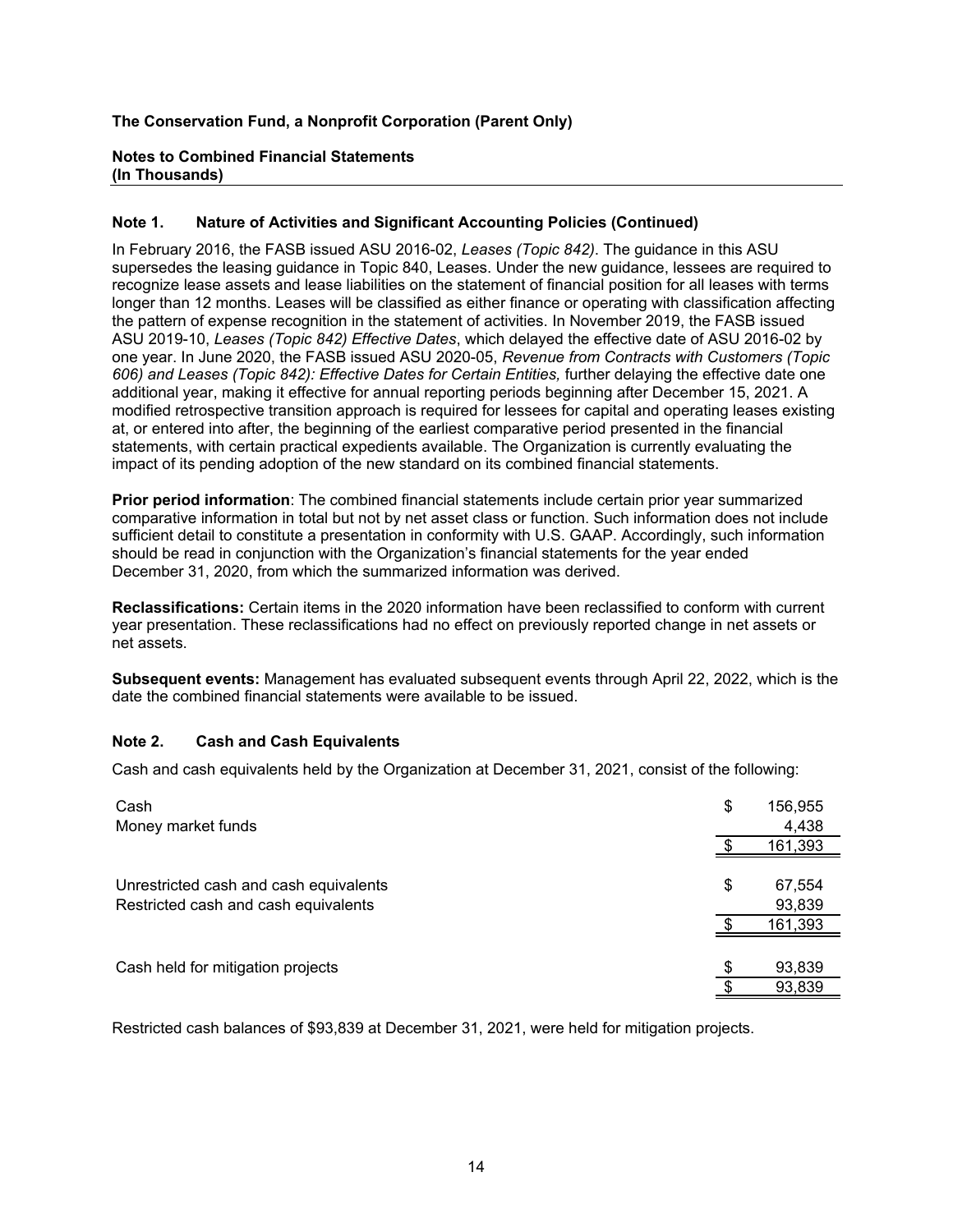**The Conservation Fund, a Nonprofit Corporation (Parent Only)**

**Notes to Combined Financial Statements**
**(In Thousands)**

### Note 1. Nature of Activities and Significant Accounting Policies (Continued)

In February 2016, the FASB issued ASU 2016-02, *Leases (Topic 842)*. The guidance in this ASU supersedes the leasing guidance in Topic 840, Leases. Under the new guidance, lessees are required to recognize lease assets and lease liabilities on the statement of financial position for all leases with terms longer than 12 months. Leases will be classified as either finance or operating with classification affecting the pattern of expense recognition in the statement of activities. In November 2019, the FASB issued ASU 2019-10, *Leases (Topic 842) Effective Dates*, which delayed the effective date of ASU 2016-02 by one year. In June 2020, the FASB issued ASU 2020-05, *Revenue from Contracts with Customers (Topic 606) and Leases (Topic 842): Effective Dates for Certain Entities,* further delaying the effective date one additional year, making it effective for annual reporting periods beginning after December 15, 2021. A modified retrospective transition approach is required for lessees for capital and operating leases existing at, or entered into after, the beginning of the earliest comparative period presented in the financial statements, with certain practical expedients available. The Organization is currently evaluating the impact of its pending adoption of the new standard on its combined financial statements.

**Prior period information**: The combined financial statements include certain prior year summarized comparative information in total but not by net asset class or function. Such information does not include sufficient detail to constitute a presentation in conformity with U.S. GAAP. Accordingly, such information should be read in conjunction with the Organization's financial statements for the year ended December 31, 2020, from which the summarized information was derived.

**Reclassifications:** Certain items in the 2020 information have been reclassified to conform with current year presentation. These reclassifications had no effect on previously reported change in net assets or net assets.

**Subsequent events:** Management has evaluated subsequent events through April 22, 2022, which is the date the combined financial statements were available to be issued.

### Note 2. Cash and Cash Equivalents

Cash and cash equivalents held by the Organization at December 31, 2021, consist of the following:

| | |
|---|---|
| Cash | $ 156,955 |
| Money market funds | 4,438 |
| | $ 161,393 |
| | |
| Unrestricted cash and cash equivalents | $ 67,554 |
| Restricted cash and cash equivalents | 93,839 |
| | $ 161,393 |
| | |
| Cash held for mitigation projects | $ 93,839 |
| | $ 93,839 |

Restricted cash balances of $93,839 at December 31, 2021, were held for mitigation projects.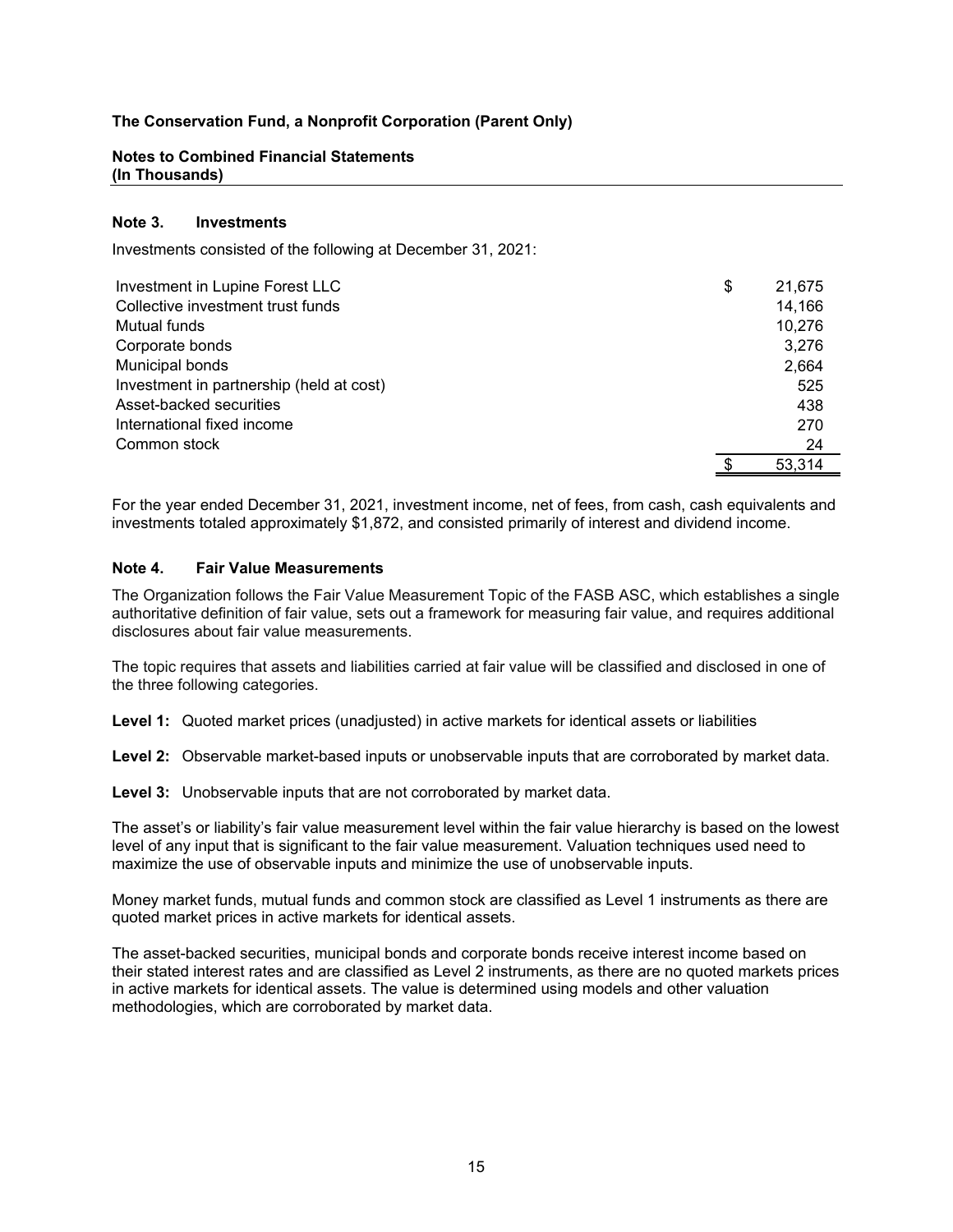**The Conservation Fund, a Nonprofit Corporation (Parent Only)**

**Notes to Combined Financial Statements**
**(In Thousands)**

### Note 3. Investments

Investments consisted of the following at December 31, 2021:

| | |
|---|---|
| Investment in Lupine Forest LLC | $ 21,675 |
| Collective investment trust funds | 14,166 |
| Mutual funds | 10,276 |
| Corporate bonds | 3,276 |
| Municipal bonds | 2,664 |
| Investment in partnership (held at cost) | 525 |
| Asset-backed securities | 438 |
| International fixed income | 270 |
| Common stock | 24 |
| | $ 53,314 |

For the year ended December 31, 2021, investment income, net of fees, from cash, cash equivalents and investments totaled approximately $1,872, and consisted primarily of interest and dividend income.

### Note 4. Fair Value Measurements

The Organization follows the Fair Value Measurement Topic of the FASB ASC, which establishes a single authoritative definition of fair value, sets out a framework for measuring fair value, and requires additional disclosures about fair value measurements.

The topic requires that assets and liabilities carried at fair value will be classified and disclosed in one of the three following categories.

**Level 1:** Quoted market prices (unadjusted) in active markets for identical assets or liabilities

**Level 2:** Observable market-based inputs or unobservable inputs that are corroborated by market data.

**Level 3:** Unobservable inputs that are not corroborated by market data.

The asset's or liability's fair value measurement level within the fair value hierarchy is based on the lowest level of any input that is significant to the fair value measurement. Valuation techniques used need to maximize the use of observable inputs and minimize the use of unobservable inputs.

Money market funds, mutual funds and common stock are classified as Level 1 instruments as there are quoted market prices in active markets for identical assets.

The asset-backed securities, municipal bonds and corporate bonds receive interest income based on their stated interest rates and are classified as Level 2 instruments, as there are no quoted markets prices in active markets for identical assets. The value is determined using models and other valuation methodologies, which are corroborated by market data.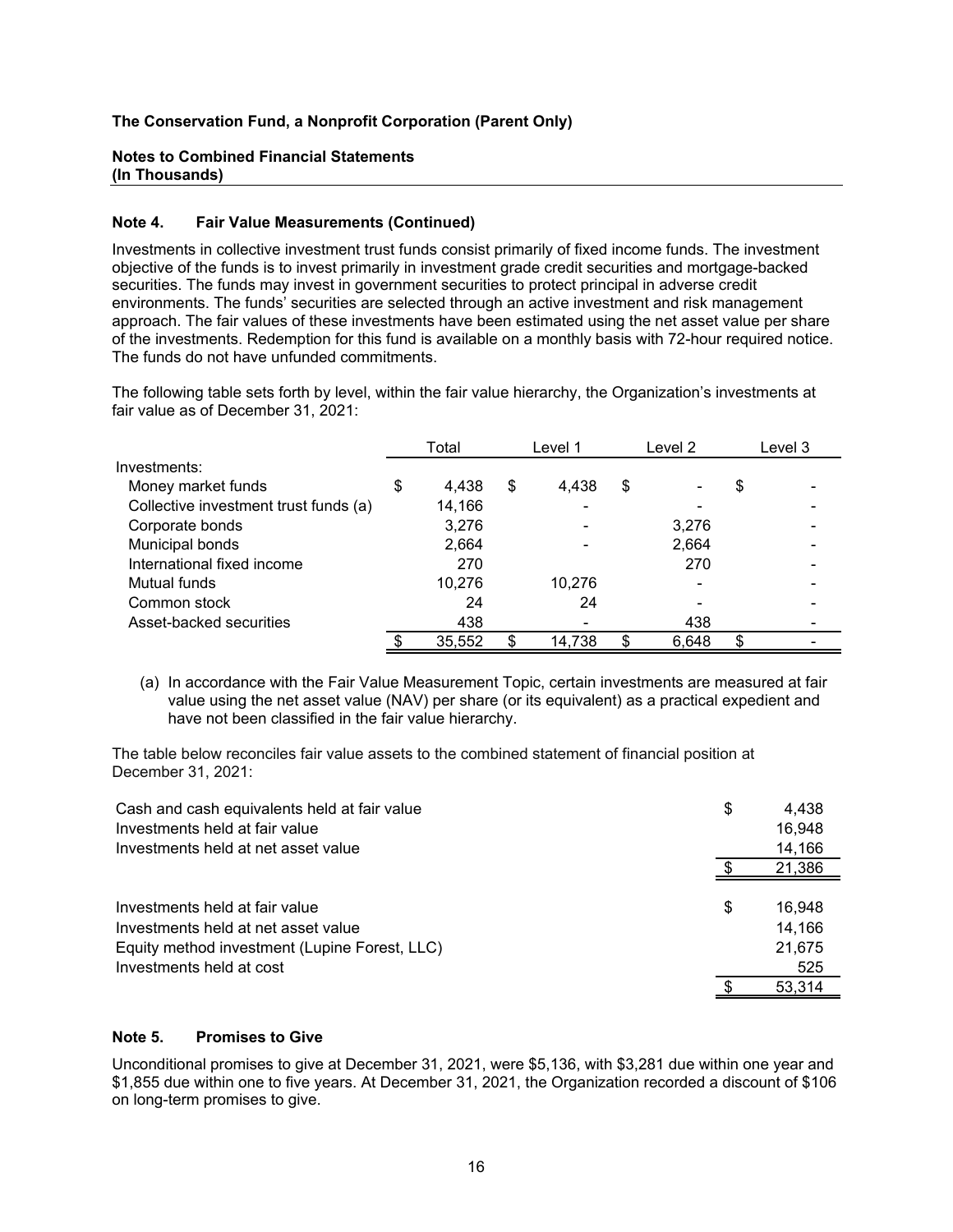**The Conservation Fund, a Nonprofit Corporation (Parent Only)**

**Notes to Combined Financial Statements**
**(In Thousands)**

### Note 4. Fair Value Measurements (Continued)

Investments in collective investment trust funds consist primarily of fixed income funds. The investment objective of the funds is to invest primarily in investment grade credit securities and mortgage-backed securities. The funds may invest in government securities to protect principal in adverse credit environments. The funds' securities are selected through an active investment and risk management approach. The fair values of these investments have been estimated using the net asset value per share of the investments. Redemption for this fund is available on a monthly basis with 72-hour required notice. The funds do not have unfunded commitments.

The following table sets forth by level, within the fair value hierarchy, the Organization's investments at fair value as of December 31, 2021:

| | Total | Level 1 | Level 2 | Level 3 |
|---|---|---|---|---|
| Investments: | | | | |
| Money market funds | $ 4,438 | $ 4,438 | $ - | $ - |
| Collective investment trust funds (a) | 14,166 | - | - | - |
| Corporate bonds | 3,276 | - | 3,276 | - |
| Municipal bonds | 2,664 | - | 2,664 | - |
| International fixed income | 270 | | 270 | - |
| Mutual funds | 10,276 | 10,276 | - | - |
| Common stock | 24 | 24 | - | - |
| Asset-backed securities | 438 | - | 438 | - |
| | $ 35,552 | $ 14,738 | $ 6,648 | $ - |

(a) In accordance with the Fair Value Measurement Topic, certain investments are measured at fair value using the net asset value (NAV) per share (or its equivalent) as a practical expedient and have not been classified in the fair value hierarchy.

The table below reconciles fair value assets to the combined statement of financial position at December 31, 2021:

| | |
|---|---|
| Cash and cash equivalents held at fair value | $ 4,438 |
| Investments held at fair value | 16,948 |
| Investments held at net asset value | 14,166 |
| | $ 21,386 |
| | |
| Investments held at fair value | $ 16,948 |
| Investments held at net asset value | 14,166 |
| Equity method investment (Lupine Forest, LLC) | 21,675 |
| Investments held at cost | 525 |
| | $ 53,314 |

### Note 5. Promises to Give

Unconditional promises to give at December 31, 2021, were $5,136, with $3,281 due within one year and $1,855 due within one to five years. At December 31, 2021, the Organization recorded a discount of $106 on long-term promises to give.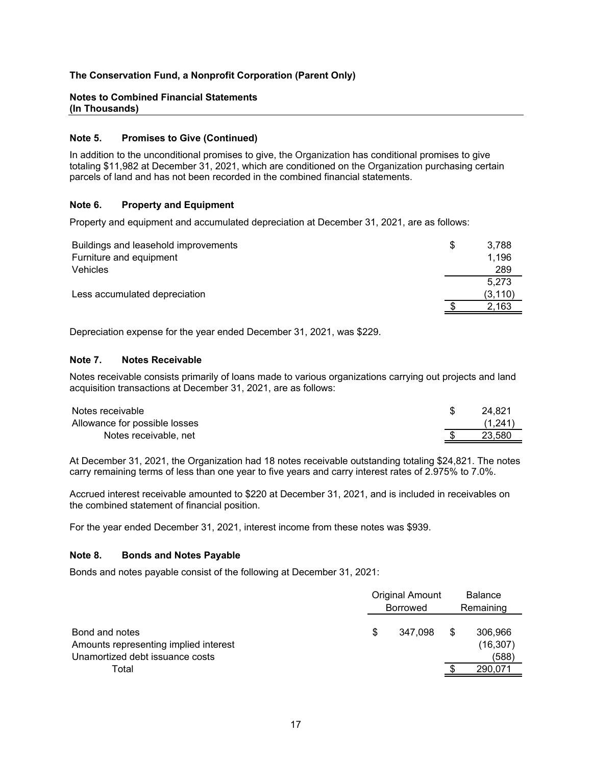**The Conservation Fund, a Nonprofit Corporation (Parent Only)**

**Notes to Combined Financial Statements**
**(In Thousands)**

### Note 5. Promises to Give (Continued)

In addition to the unconditional promises to give, the Organization has conditional promises to give totaling $11,982 at December 31, 2021, which are conditioned on the Organization purchasing certain parcels of land and has not been recorded in the combined financial statements.

### Note 6. Property and Equipment

Property and equipment and accumulated depreciation at December 31, 2021, are as follows:

| | |
|---|---|
| Buildings and leasehold improvements | $ 3,788 |
| Furniture and equipment | 1,196 |
| Vehicles | 289 |
| | 5,273 |
| Less accumulated depreciation | (3,110) |
| | $ 2,163 |

Depreciation expense for the year ended December 31, 2021, was $229.

### Note 7. Notes Receivable

Notes receivable consists primarily of loans made to various organizations carrying out projects and land acquisition transactions at December 31, 2021, are as follows:

| | |
|---|---|
| Notes receivable | $ 24,821 |
| Allowance for possible losses | (1,241) |
| Notes receivable, net | $ 23,580 |

At December 31, 2021, the Organization had 18 notes receivable outstanding totaling $24,821. The notes carry remaining terms of less than one year to five years and carry interest rates of 2.975% to 7.0%.

Accrued interest receivable amounted to $220 at December 31, 2021, and is included in receivables on the combined statement of financial position.

For the year ended December 31, 2021, interest income from these notes was $939.

### Note 8. Bonds and Notes Payable

Bonds and notes payable consist of the following at December 31, 2021:

| | Original Amount Borrowed | Balance Remaining |
|---|---|---|
| Bond and notes | $ 347,098 | $ 306,966 |
| Amounts representing implied interest | | (16,307) |
| Unamortized debt issuance costs | | (588) |
| Total | | $ 290,071 |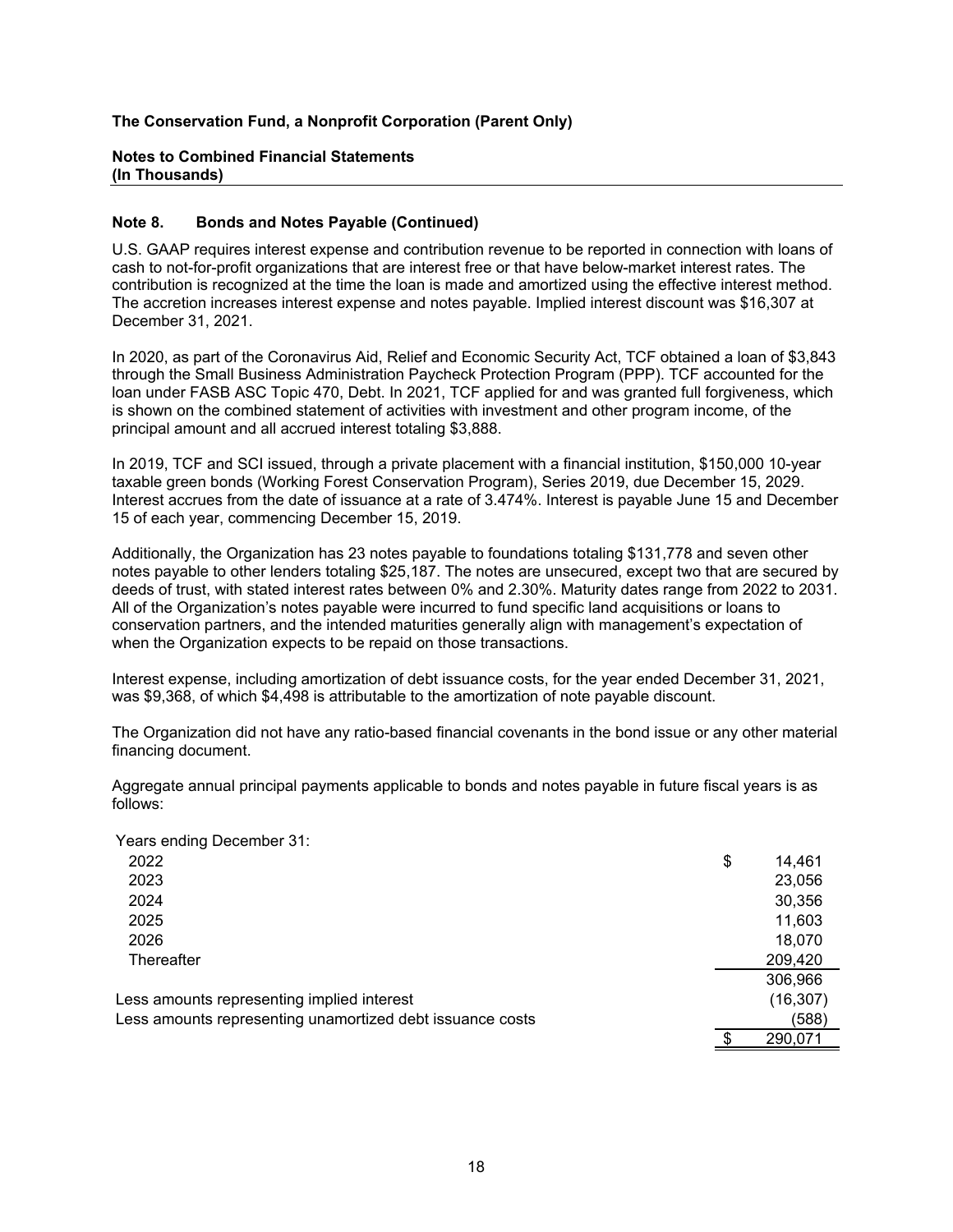**The Conservation Fund, a Nonprofit Corporation (Parent Only)**

**Notes to Combined Financial Statements**
**(In Thousands)**

### Note 8. Bonds and Notes Payable (Continued)

U.S. GAAP requires interest expense and contribution revenue to be reported in connection with loans of cash to not-for-profit organizations that are interest free or that have below-market interest rates. The contribution is recognized at the time the loan is made and amortized using the effective interest method. The accretion increases interest expense and notes payable. Implied interest discount was $16,307 at December 31, 2021.

In 2020, as part of the Coronavirus Aid, Relief and Economic Security Act, TCF obtained a loan of $3,843 through the Small Business Administration Paycheck Protection Program (PPP). TCF accounted for the loan under FASB ASC Topic 470, Debt. In 2021, TCF applied for and was granted full forgiveness, which is shown on the combined statement of activities with investment and other program income, of the principal amount and all accrued interest totaling $3,888.

In 2019, TCF and SCI issued, through a private placement with a financial institution, $150,000 10-year taxable green bonds (Working Forest Conservation Program), Series 2019, due December 15, 2029. Interest accrues from the date of issuance at a rate of 3.474%. Interest is payable June 15 and December 15 of each year, commencing December 15, 2019.

Additionally, the Organization has 23 notes payable to foundations totaling $131,778 and seven other notes payable to other lenders totaling $25,187. The notes are unsecured, except two that are secured by deeds of trust, with stated interest rates between 0% and 2.30%. Maturity dates range from 2022 to 2031. All of the Organization's notes payable were incurred to fund specific land acquisitions or loans to conservation partners, and the intended maturities generally align with management's expectation of when the Organization expects to be repaid on those transactions.

Interest expense, including amortization of debt issuance costs, for the year ended December 31, 2021, was $9,368, of which $4,498 is attributable to the amortization of note payable discount.

The Organization did not have any ratio-based financial covenants in the bond issue or any other material financing document.

Aggregate annual principal payments applicable to bonds and notes payable in future fiscal years is as follows:

| Years ending December 31: | |
|---|---|
| 2022 | $ 14,461 |
| 2023 | 23,056 |
| 2024 | 30,356 |
| 2025 | 11,603 |
| 2026 | 18,070 |
| Thereafter | 209,420 |
| | 306,966 |
| Less amounts representing implied interest | (16,307) |
| Less amounts representing unamortized debt issuance costs | (588) |
| | $ 290,071 |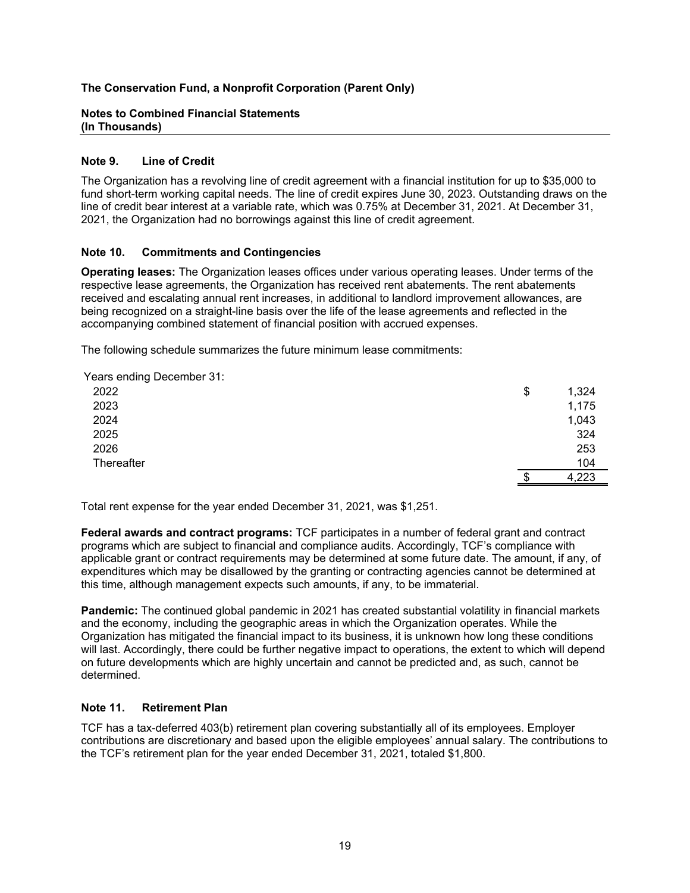**The Conservation Fund, a Nonprofit Corporation (Parent Only)**

**Notes to Combined Financial Statements**
**(In Thousands)**

## Note 9. Line of Credit

The Organization has a revolving line of credit agreement with a financial institution for up to $35,000 to fund short-term working capital needs. The line of credit expires June 30, 2023. Outstanding draws on the line of credit bear interest at a variable rate, which was 0.75% at December 31, 2021. At December 31, 2021, the Organization had no borrowings against this line of credit agreement.

## Note 10. Commitments and Contingencies

**Operating leases:** The Organization leases offices under various operating leases. Under terms of the respective lease agreements, the Organization has received rent abatements. The rent abatements received and escalating annual rent increases, in additional to landlord improvement allowances, are being recognized on a straight-line basis over the life of the lease agreements and reflected in the accompanying combined statement of financial position with accrued expenses.

The following schedule summarizes the future minimum lease commitments:

| Years ending December 31: | |
| --- | --- |
| 2022 | $ 1,324 |
| 2023 | 1,175 |
| 2024 | 1,043 |
| 2025 | 324 |
| 2026 | 253 |
| Thereafter | 104 |
| | $ 4,223 |

Total rent expense for the year ended December 31, 2021, was $1,251.

**Federal awards and contract programs:** TCF participates in a number of federal grant and contract programs which are subject to financial and compliance audits. Accordingly, TCF's compliance with applicable grant or contract requirements may be determined at some future date. The amount, if any, of expenditures which may be disallowed by the granting or contracting agencies cannot be determined at this time, although management expects such amounts, if any, to be immaterial.

**Pandemic:** The continued global pandemic in 2021 has created substantial volatility in financial markets and the economy, including the geographic areas in which the Organization operates. While the Organization has mitigated the financial impact to its business, it is unknown how long these conditions will last. Accordingly, there could be further negative impact to operations, the extent to which will depend on future developments which are highly uncertain and cannot be predicted and, as such, cannot be determined.

## Note 11. Retirement Plan

TCF has a tax-deferred 403(b) retirement plan covering substantially all of its employees. Employer contributions are discretionary and based upon the eligible employees' annual salary. The contributions to the TCF's retirement plan for the year ended December 31, 2021, totaled $1,800.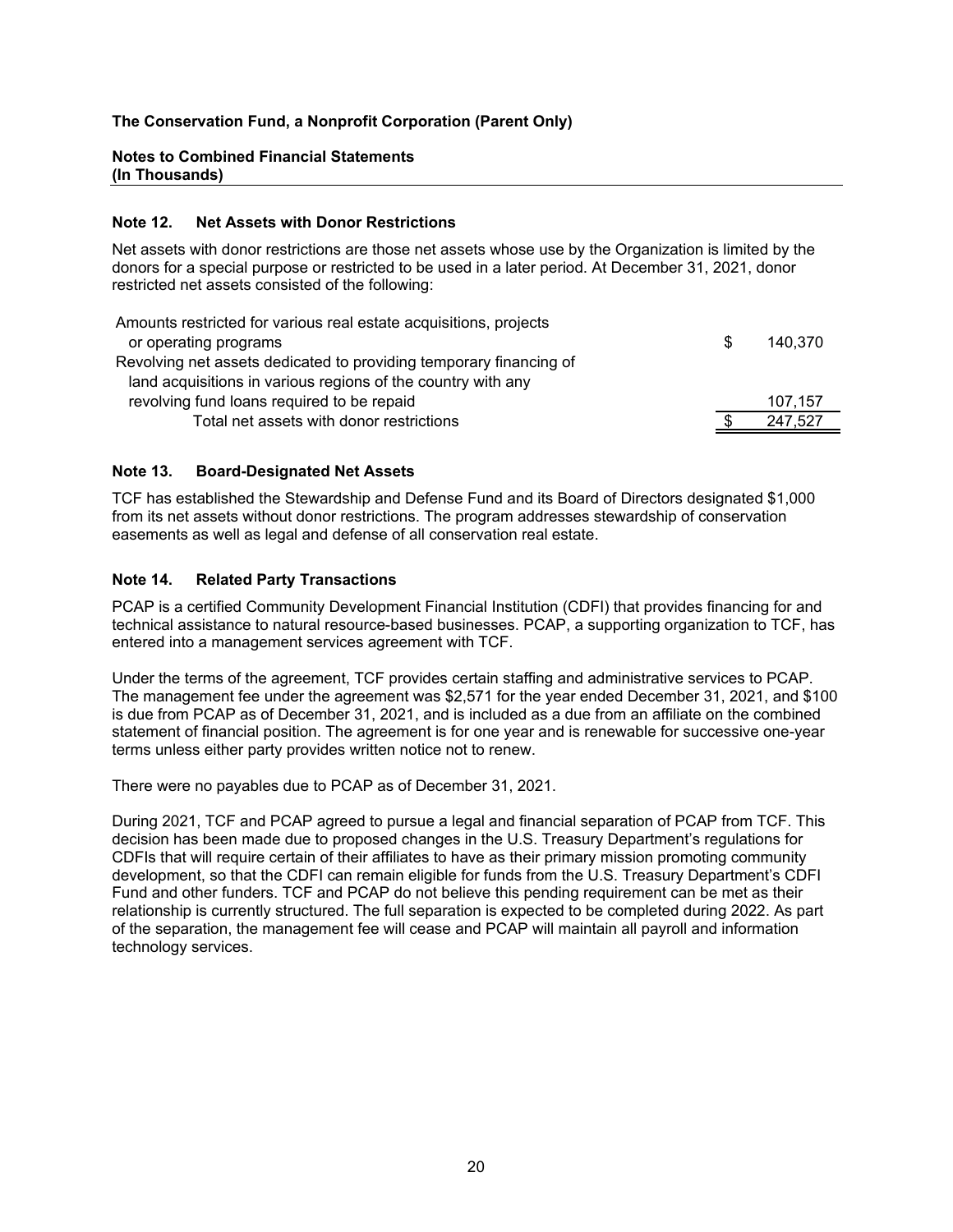**The Conservation Fund, a Nonprofit Corporation (Parent Only)**

**Notes to Combined Financial Statements**
**(In Thousands)**

### Note 12. Net Assets with Donor Restrictions

Net assets with donor restrictions are those net assets whose use by the Organization is limited by the donors for a special purpose or restricted to be used in a later period. At December 31, 2021, donor restricted net assets consisted of the following:

| | |
|---|---|
| Amounts restricted for various real estate acquisitions, projects or operating programs | $ 140,370 |
| Revolving net assets dedicated to providing temporary financing of land acquisitions in various regions of the country with any revolving fund loans required to be repaid | 107,157 |
| Total net assets with donor restrictions | $ 247,527 |

### Note 13. Board-Designated Net Assets

TCF has established the Stewardship and Defense Fund and its Board of Directors designated $1,000 from its net assets without donor restrictions. The program addresses stewardship of conservation easements as well as legal and defense of all conservation real estate.

### Note 14. Related Party Transactions

PCAP is a certified Community Development Financial Institution (CDFI) that provides financing for and technical assistance to natural resource-based businesses. PCAP, a supporting organization to TCF, has entered into a management services agreement with TCF.

Under the terms of the agreement, TCF provides certain staffing and administrative services to PCAP. The management fee under the agreement was $2,571 for the year ended December 31, 2021, and $100 is due from PCAP as of December 31, 2021, and is included as a due from an affiliate on the combined statement of financial position. The agreement is for one year and is renewable for successive one-year terms unless either party provides written notice not to renew.

There were no payables due to PCAP as of December 31, 2021.

During 2021, TCF and PCAP agreed to pursue a legal and financial separation of PCAP from TCF. This decision has been made due to proposed changes in the U.S. Treasury Department's regulations for CDFIs that will require certain of their affiliates to have as their primary mission promoting community development, so that the CDFI can remain eligible for funds from the U.S. Treasury Department's CDFI Fund and other funders. TCF and PCAP do not believe this pending requirement can be met as their relationship is currently structured. The full separation is expected to be completed during 2022. As part of the separation, the management fee will cease and PCAP will maintain all payroll and information technology services.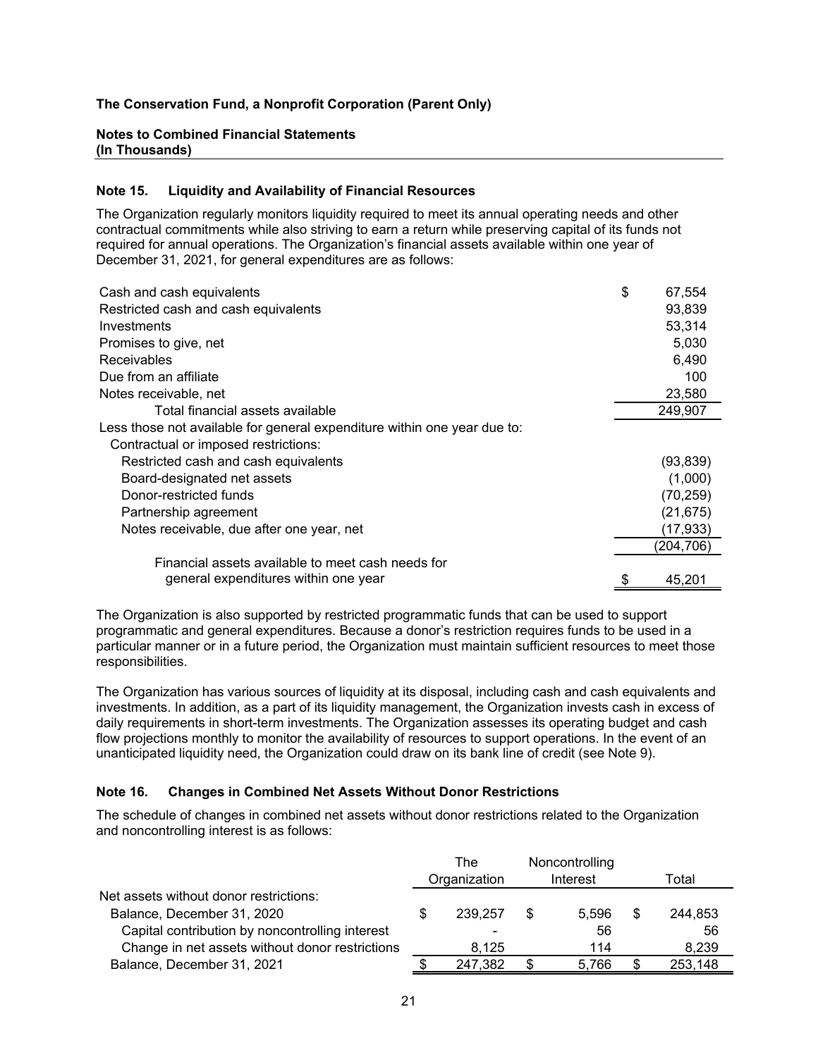**The Conservation Fund, a Nonprofit Corporation (Parent Only)**

**Notes to Combined Financial Statements**
**(In Thousands)**

#### Note 15. Liquidity and Availability of Financial Resources

The Organization regularly monitors liquidity required to meet its annual operating needs and other contractual commitments while also striving to earn a return while preserving capital of its funds not required for annual operations. The Organization's financial assets available within one year of December 31, 2021, for general expenditures are as follows:

| | |
|---|---|
| Cash and cash equivalents | $ 67,554 |
| Restricted cash and cash equivalents | 93,839 |
| Investments | 53,314 |
| Promises to give, net | 5,030 |
| Receivables | 6,490 |
| Due from an affiliate | 100 |
| Notes receivable, net | 23,580 |
| Total financial assets available | 249,907 |
| Less those not available for general expenditure within one year due to: | |
| Contractual or imposed restrictions: | |
| Restricted cash and cash equivalents | (93,839) |
| Board-designated net assets | (1,000) |
| Donor-restricted funds | (70,259) |
| Partnership agreement | (21,675) |
| Notes receivable, due after one year, net | (17,933) |
| | (204,706) |
| Financial assets available to meet cash needs for general expenditures within one year | $ 45,201 |

The Organization is also supported by restricted programmatic funds that can be used to support programmatic and general expenditures. Because a donor's restriction requires funds to be used in a particular manner or in a future period, the Organization must maintain sufficient resources to meet those responsibilities.

The Organization has various sources of liquidity at its disposal, including cash and cash equivalents and investments. In addition, as a part of its liquidity management, the Organization invests cash in excess of daily requirements in short-term investments. The Organization assesses its operating budget and cash flow projections monthly to monitor the availability of resources to support operations. In the event of an unanticipated liquidity need, the Organization could draw on its bank line of credit (see Note 9).

#### Note 16. Changes in Combined Net Assets Without Donor Restrictions

The schedule of changes in combined net assets without donor restrictions related to the Organization and noncontrolling interest is as follows:

| | The Organization | Noncontrolling Interest | Total |
|---|---|---|---|
| Net assets without donor restrictions: | | | |
| Balance, December 31, 2020 | $ 239,257 | $ 5,596 | $ 244,853 |
| Capital contribution by noncontrolling interest | - | 56 | 56 |
| Change in net assets without donor restrictions | 8,125 | 114 | 8,239 |
| Balance, December 31, 2021 | $ 247,382 | $ 5,766 | $ 253,148 |